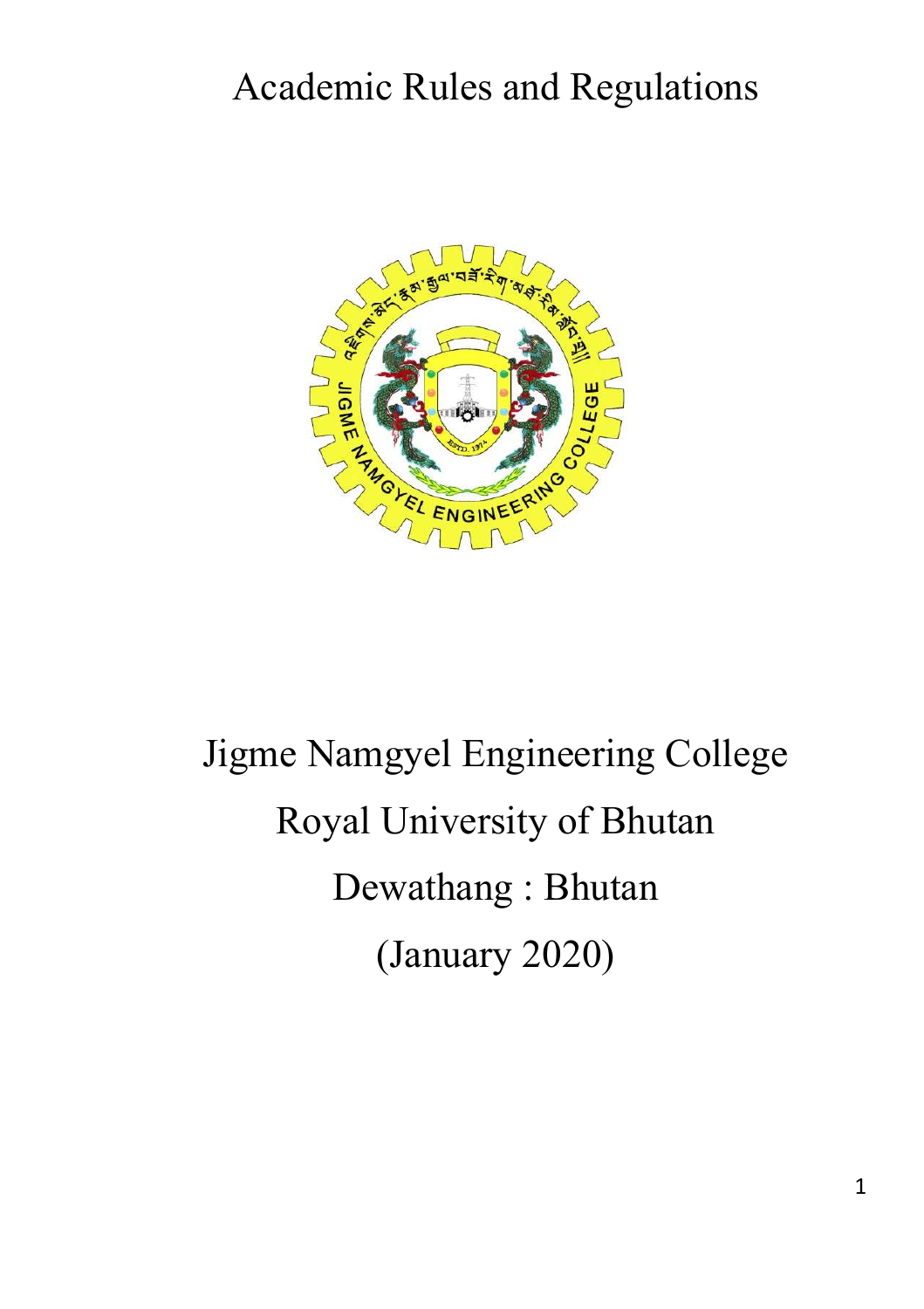# Academic Rules and Regulations

Jigme Namgyel Engineering College

Royal University of Bhutan

Dewathang : Bhutan

(January 2020)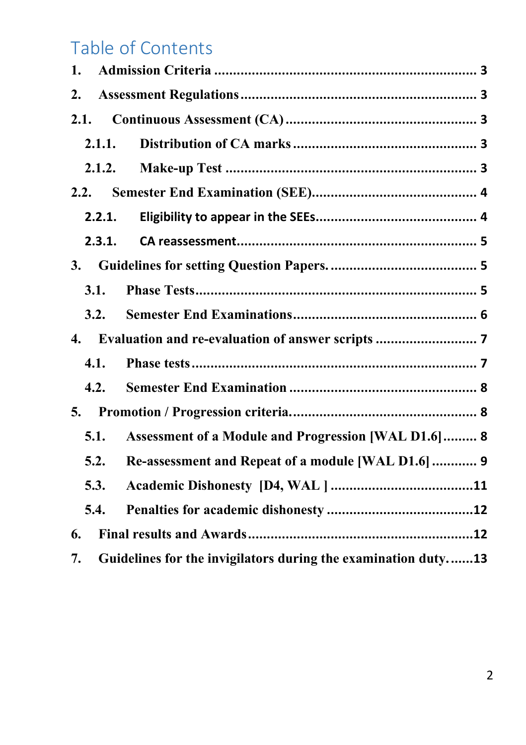# Table of Contents

1. **Admission Criteria** ..................................................................... 3

2. **Assessment Regulations** ............................................................. 3

2.1. **Continuous Assessment (CA)** .................................................. 3

2.1.1. **Distribution of CA marks** ................................................ 3

2.1.2. **Make-up Test** .................................................................. 3

2.2. **Semester End Examination (SEE)**........................................... 4

2.2.1. **Eligibility to appear in the SEEs**.......................................... 4

2.3.1. **CA reassessment**................................................................ 5

3. **Guidelines for setting Question Papers.** ...................................... 5

3.1. **Phase Tests**.......................................................................... 5

3.2. **Semester End Examinations**................................................ 6

4. **Evaluation and re-evaluation of answer scripts** ........................... 7

4.1. **Phase tests**........................................................................... 7

4.2. **Semester End Examination** ................................................. 8

5. **Promotion / Progression criteria.**................................................ 8

5.1. **Assessment of a Module and Progression [WAL D1.6]**......... 8

5.2. **Re-assessment and Repeat of a module [WAL D1.6]** ............ 9

5.3. **Academic Dishonesty [D4, WAL ]** .....................................11

5.4. **Penalties for academic dishonesty** ......................................12

6. **Final results and Awards**..........................................................12

7. **Guidelines for the invigilators during the examination duty.** ......13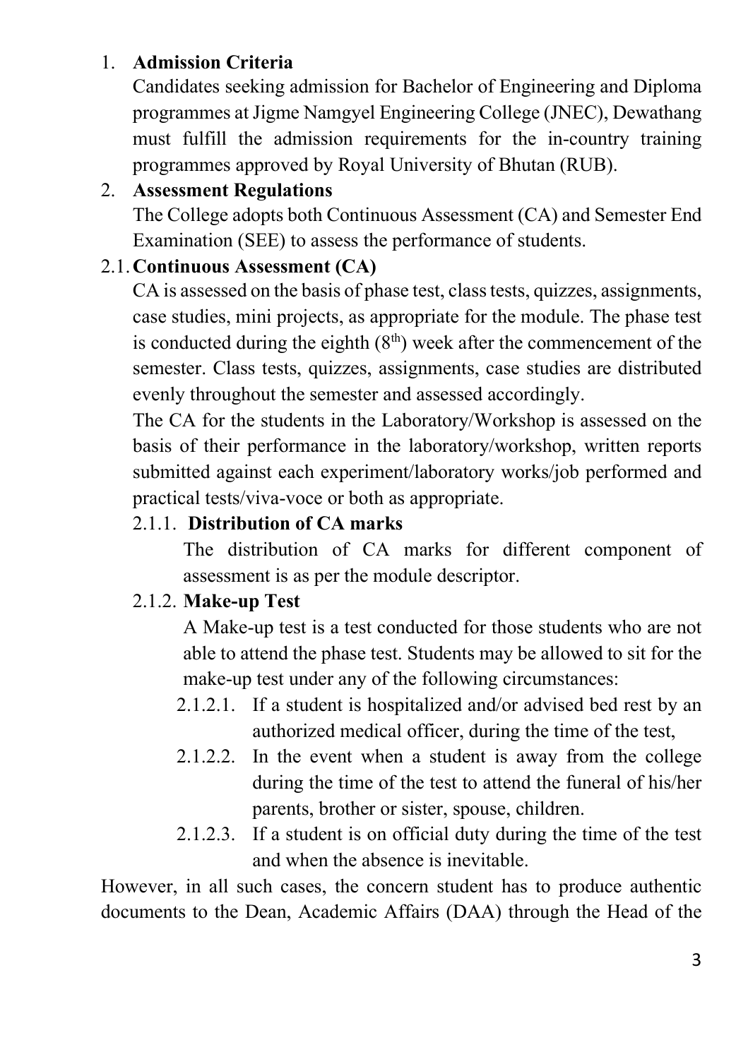## 1. Admission Criteria

Candidates seeking admission for Bachelor of Engineering and Diploma programmes at Jigme Namgyel Engineering College (JNEC), Dewathang must fulfill the admission requirements for the in-country training programmes approved by Royal University of Bhutan (RUB).

## 2. Assessment Regulations

The College adopts both Continuous Assessment (CA) and Semester End Examination (SEE) to assess the performance of students.

### 2.1. Continuous Assessment (CA)

CA is assessed on the basis of phase test, class tests, quizzes, assignments, case studies, mini projects, as appropriate for the module. The phase test is conducted during the eighth ($8^{th}$) week after the commencement of the semester. Class tests, quizzes, assignments, case studies are distributed evenly throughout the semester and assessed accordingly.

The CA for the students in the Laboratory/Workshop is assessed on the basis of their performance in the laboratory/workshop, written reports submitted against each experiment/laboratory works/job performed and practical tests/viva-voce or both as appropriate.

#### 2.1.1. Distribution of CA marks

The distribution of CA marks for different component of assessment is as per the module descriptor.

#### 2.1.2. Make-up Test

A Make-up test is a test conducted for those students who are not able to attend the phase test. Students may be allowed to sit for the make-up test under any of the following circumstances:

2.1.2.1. If a student is hospitalized and/or advised bed rest by an authorized medical officer, during the time of the test,

2.1.2.2. In the event when a student is away from the college during the time of the test to attend the funeral of his/her parents, brother or sister, spouse, children.

2.1.2.3. If a student is on official duty during the time of the test and when the absence is inevitable.

However, in all such cases, the concern student has to produce authentic documents to the Dean, Academic Affairs (DAA) through the Head of the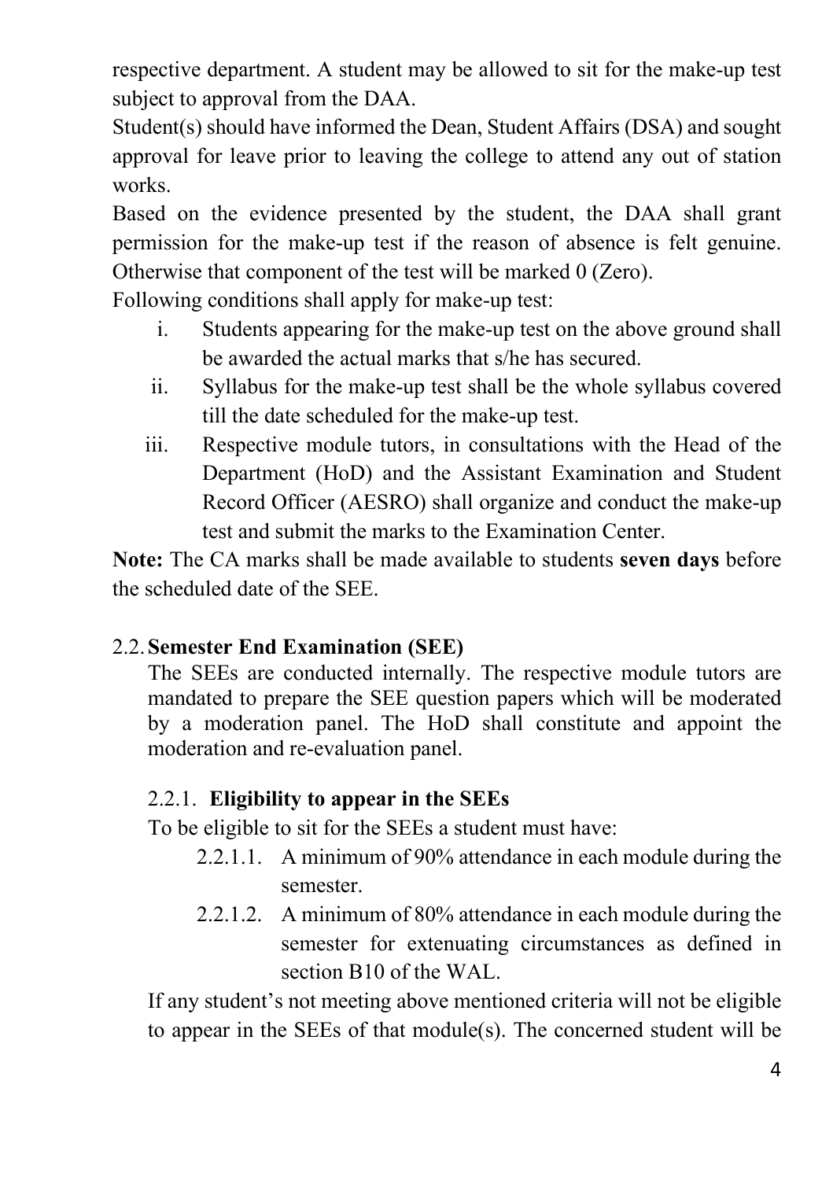respective department. A student may be allowed to sit for the make-up test subject to approval from the DAA.

Student(s) should have informed the Dean, Student Affairs (DSA) and sought approval for leave prior to leaving the college to attend any out of station works.

Based on the evidence presented by the student, the DAA shall grant permission for the make-up test if the reason of absence is felt genuine. Otherwise that component of the test will be marked 0 (Zero).

Following conditions shall apply for make-up test:

i. Students appearing for the make-up test on the above ground shall be awarded the actual marks that s/he has secured.
ii. Syllabus for the make-up test shall be the whole syllabus covered till the date scheduled for the make-up test.
iii. Respective module tutors, in consultations with the Head of the Department (HoD) and the Assistant Examination and Student Record Officer (AESRO) shall organize and conduct the make-up test and submit the marks to the Examination Center.

**Note:** The CA marks shall be made available to students **seven days** before the scheduled date of the SEE.

## 2.2. Semester End Examination (SEE)

The SEEs are conducted internally. The respective module tutors are mandated to prepare the SEE question papers which will be moderated by a moderation panel. The HoD shall constitute and appoint the moderation and re-evaluation panel.

### 2.2.1. Eligibility to appear in the SEEs

To be eligible to sit for the SEEs a student must have:

2.2.1.1. A minimum of 90% attendance in each module during the semester.

2.2.1.2. A minimum of 80% attendance in each module during the semester for extenuating circumstances as defined in section B10 of the WAL.

If any student's not meeting above mentioned criteria will not be eligible to appear in the SEEs of that module(s). The concerned student will be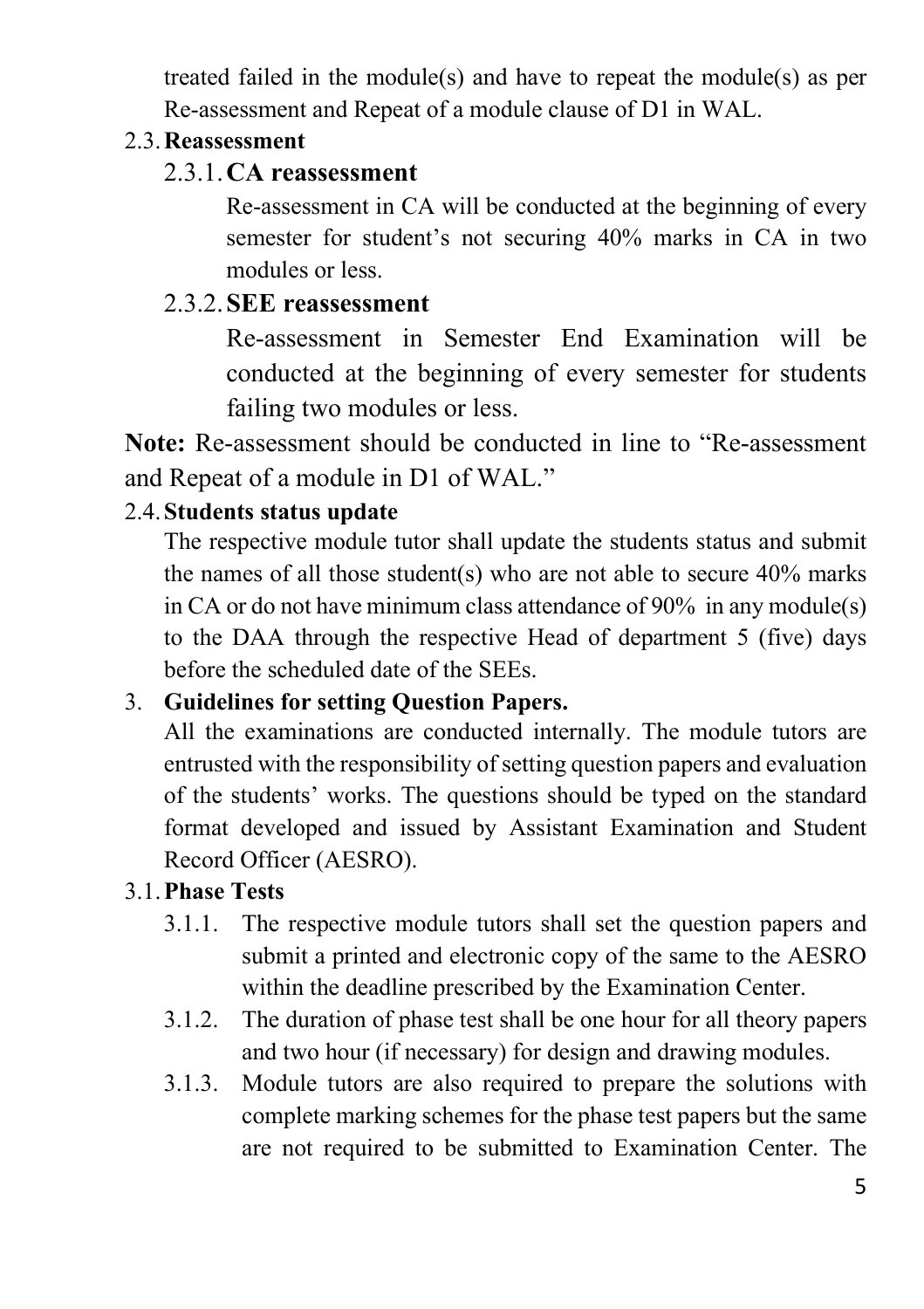treated failed in the module(s) and have to repeat the module(s) as per Re-assessment and Repeat of a module clause of D1 in WAL.

### 2.3. Reassessment

#### 2.3.1. CA reassessment

Re-assessment in CA will be conducted at the beginning of every semester for student's not securing 40% marks in CA in two modules or less.

#### 2.3.2. SEE reassessment

Re-assessment in Semester End Examination will be conducted at the beginning of every semester for students failing two modules or less.

**Note:** Re-assessment should be conducted in line to "Re-assessment and Repeat of a module in D1 of WAL."

### 2.4. Students status update

The respective module tutor shall update the students status and submit the names of all those student(s) who are not able to secure 40% marks in CA or do not have minimum class attendance of 90% in any module(s) to the DAA through the respective Head of department 5 (five) days before the scheduled date of the SEEs.

## 3. Guidelines for setting Question Papers.

All the examinations are conducted internally. The module tutors are entrusted with the responsibility of setting question papers and evaluation of the students' works. The questions should be typed on the standard format developed and issued by Assistant Examination and Student Record Officer (AESRO).

### 3.1. Phase Tests

3.1.1. The respective module tutors shall set the question papers and submit a printed and electronic copy of the same to the AESRO within the deadline prescribed by the Examination Center.

3.1.2. The duration of phase test shall be one hour for all theory papers and two hour (if necessary) for design and drawing modules.

3.1.3. Module tutors are also required to prepare the solutions with complete marking schemes for the phase test papers but the same are not required to be submitted to Examination Center. The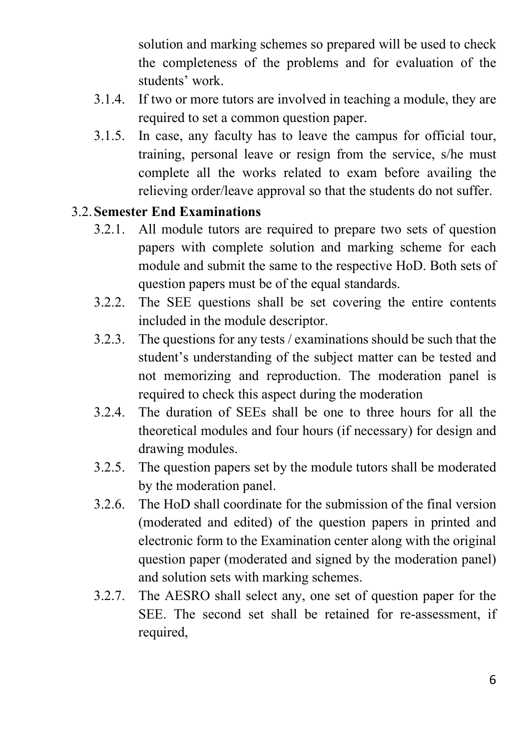solution and marking schemes so prepared will be used to check the completeness of the problems and for evaluation of the students' work.

3.1.4. If two or more tutors are involved in teaching a module, they are required to set a common question paper.

3.1.5. In case, any faculty has to leave the campus for official tour, training, personal leave or resign from the service, s/he must complete all the works related to exam before availing the relieving order/leave approval so that the students do not suffer.

### 3.2. Semester End Examinations

3.2.1. All module tutors are required to prepare two sets of question papers with complete solution and marking scheme for each module and submit the same to the respective HoD. Both sets of question papers must be of the equal standards.

3.2.2. The SEE questions shall be set covering the entire contents included in the module descriptor.

3.2.3. The questions for any tests / examinations should be such that the student's understanding of the subject matter can be tested and not memorizing and reproduction. The moderation panel is required to check this aspect during the moderation

3.2.4. The duration of SEEs shall be one to three hours for all the theoretical modules and four hours (if necessary) for design and drawing modules.

3.2.5. The question papers set by the module tutors shall be moderated by the moderation panel.

3.2.6. The HoD shall coordinate for the submission of the final version (moderated and edited) of the question papers in printed and electronic form to the Examination center along with the original question paper (moderated and signed by the moderation panel) and solution sets with marking schemes.

3.2.7. The AESRO shall select any, one set of question paper for the SEE. The second set shall be retained for re-assessment, if required,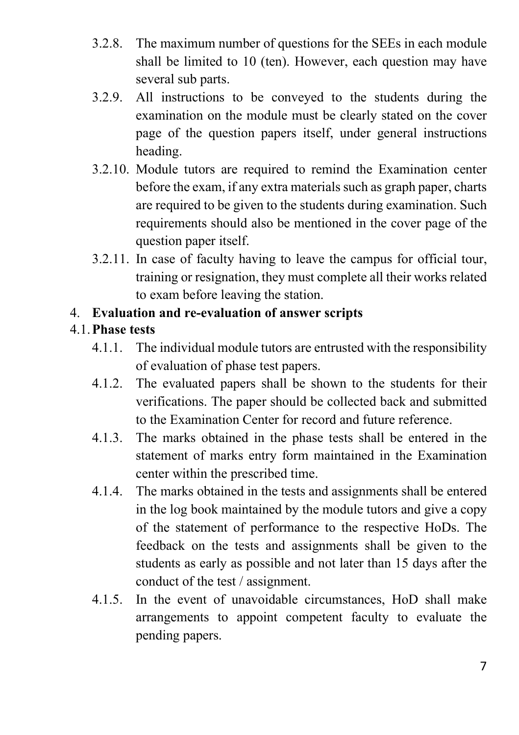3.2.8. The maximum number of questions for the SEEs in each module shall be limited to 10 (ten). However, each question may have several sub parts.

3.2.9. All instructions to be conveyed to the students during the examination on the module must be clearly stated on the cover page of the question papers itself, under general instructions heading.

3.2.10. Module tutors are required to remind the Examination center before the exam, if any extra materials such as graph paper, charts are required to be given to the students during examination. Such requirements should also be mentioned in the cover page of the question paper itself.

3.2.11. In case of faculty having to leave the campus for official tour, training or resignation, they must complete all their works related to exam before leaving the station.

## 4. Evaluation and re-evaluation of answer scripts

### 4.1. Phase tests

4.1.1. The individual module tutors are entrusted with the responsibility of evaluation of phase test papers.

4.1.2. The evaluated papers shall be shown to the students for their verifications. The paper should be collected back and submitted to the Examination Center for record and future reference.

4.1.3. The marks obtained in the phase tests shall be entered in the statement of marks entry form maintained in the Examination center within the prescribed time.

4.1.4. The marks obtained in the tests and assignments shall be entered in the log book maintained by the module tutors and give a copy of the statement of performance to the respective HoDs. The feedback on the tests and assignments shall be given to the students as early as possible and not later than 15 days after the conduct of the test / assignment.

4.1.5. In the event of unavoidable circumstances, HoD shall make arrangements to appoint competent faculty to evaluate the pending papers.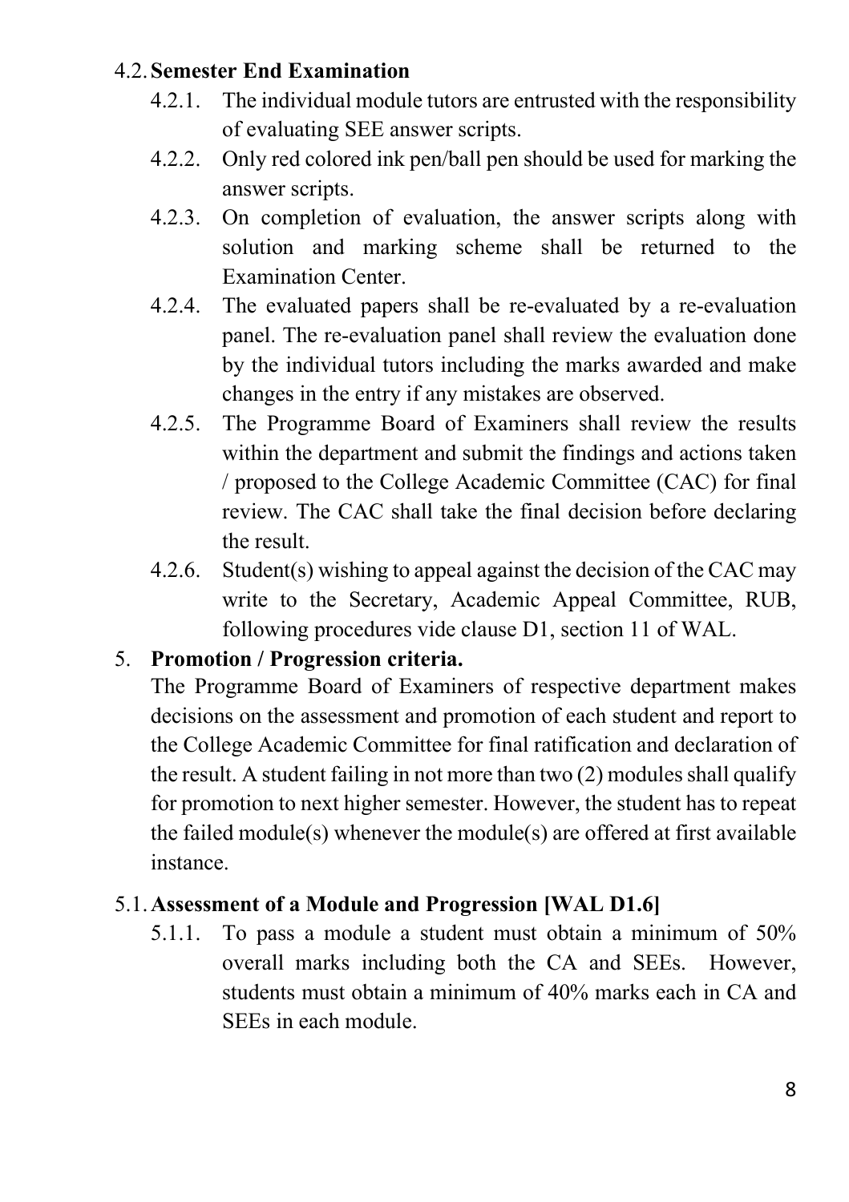### 4.2. Semester End Examination

4.2.1. The individual module tutors are entrusted with the responsibility of evaluating SEE answer scripts.

4.2.2. Only red colored ink pen/ball pen should be used for marking the answer scripts.

4.2.3. On completion of evaluation, the answer scripts along with solution and marking scheme shall be returned to the Examination Center.

4.2.4. The evaluated papers shall be re-evaluated by a re-evaluation panel. The re-evaluation panel shall review the evaluation done by the individual tutors including the marks awarded and make changes in the entry if any mistakes are observed.

4.2.5. The Programme Board of Examiners shall review the results within the department and submit the findings and actions taken / proposed to the College Academic Committee (CAC) for final review. The CAC shall take the final decision before declaring the result.

4.2.6. Student(s) wishing to appeal against the decision of the CAC may write to the Secretary, Academic Appeal Committee, RUB, following procedures vide clause D1, section 11 of WAL.

## 5. Promotion / Progression criteria.

The Programme Board of Examiners of respective department makes decisions on the assessment and promotion of each student and report to the College Academic Committee for final ratification and declaration of the result. A student failing in not more than two (2) modules shall qualify for promotion to next higher semester. However, the student has to repeat the failed module(s) whenever the module(s) are offered at first available instance.

### 5.1. Assessment of a Module and Progression [WAL D1.6]

5.1.1. To pass a module a student must obtain a minimum of 50% overall marks including both the CA and SEEs. However, students must obtain a minimum of 40% marks each in CA and SEEs in each module.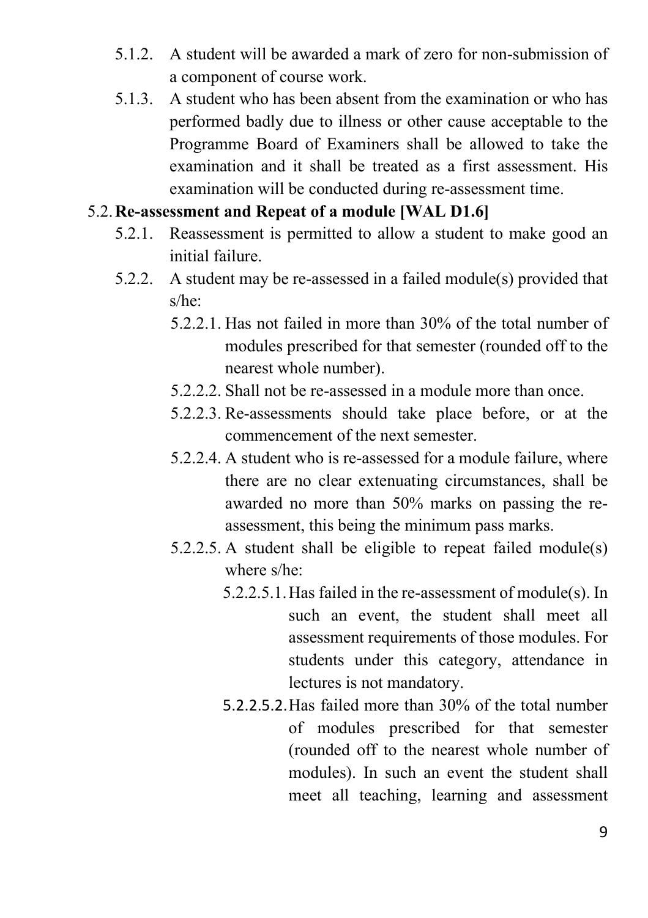5.1.2. A student will be awarded a mark of zero for non-submission of a component of course work.

5.1.3. A student who has been absent from the examination or who has performed badly due to illness or other cause acceptable to the Programme Board of Examiners shall be allowed to take the examination and it shall be treated as a first assessment. His examination will be conducted during re-assessment time.

## 5.2. Re-assessment and Repeat of a module [WAL D1.6]

5.2.1. Reassessment is permitted to allow a student to make good an initial failure.

5.2.2. A student may be re-assessed in a failed module(s) provided that s/he:

5.2.2.1. Has not failed in more than 30% of the total number of modules prescribed for that semester (rounded off to the nearest whole number).

5.2.2.2. Shall not be re-assessed in a module more than once.

5.2.2.3. Re-assessments should take place before, or at the commencement of the next semester.

5.2.2.4. A student who is re-assessed for a module failure, where there are no clear extenuating circumstances, shall be awarded no more than 50% marks on passing the re-assessment, this being the minimum pass marks.

5.2.2.5. A student shall be eligible to repeat failed module(s) where s/he:

5.2.2.5.1. Has failed in the re-assessment of module(s). In such an event, the student shall meet all assessment requirements of those modules. For students under this category, attendance in lectures is not mandatory.

5.2.2.5.2. Has failed more than 30% of the total number of modules prescribed for that semester (rounded off to the nearest whole number of modules). In such an event the student shall meet all teaching, learning and assessment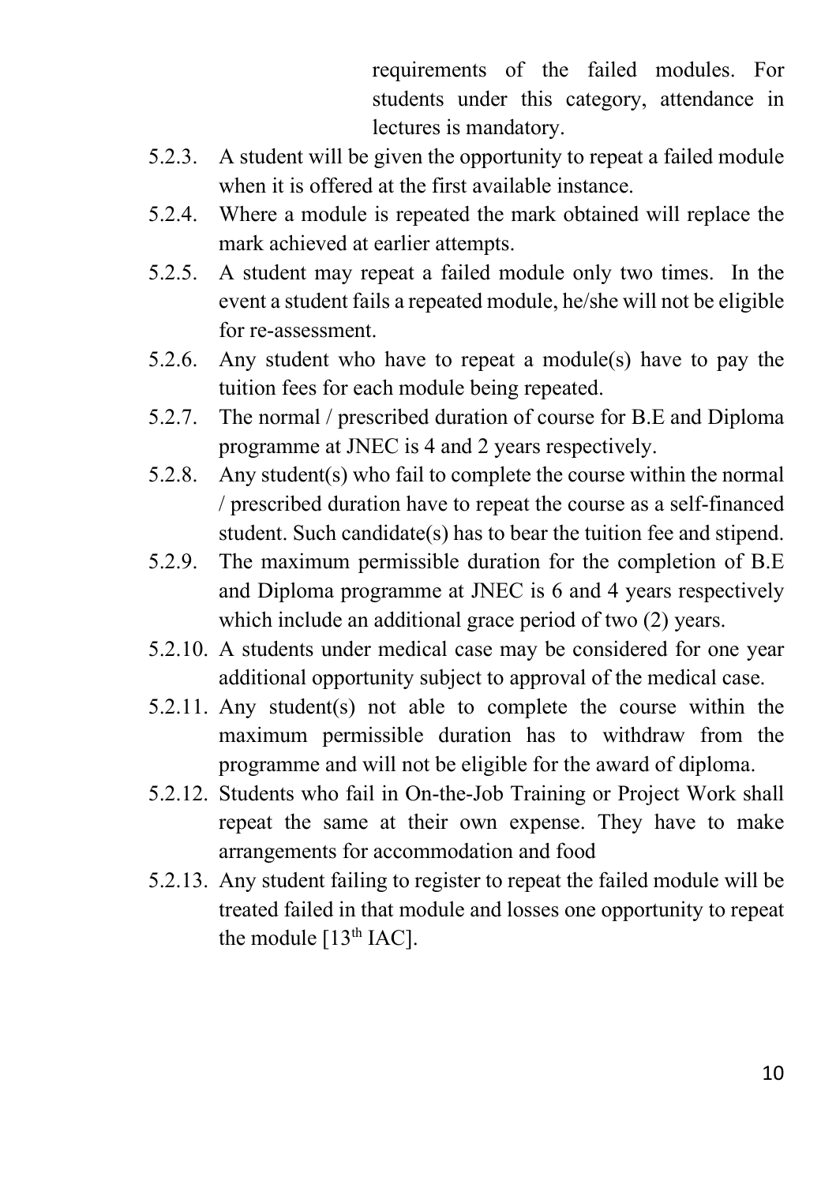requirements of the failed modules. For students under this category, attendance in lectures is mandatory.

5.2.3. A student will be given the opportunity to repeat a failed module when it is offered at the first available instance.

5.2.4. Where a module is repeated the mark obtained will replace the mark achieved at earlier attempts.

5.2.5. A student may repeat a failed module only two times. In the event a student fails a repeated module, he/she will not be eligible for re-assessment.

5.2.6. Any student who have to repeat a module(s) have to pay the tuition fees for each module being repeated.

5.2.7. The normal / prescribed duration of course for B.E and Diploma programme at JNEC is 4 and 2 years respectively.

5.2.8. Any student(s) who fail to complete the course within the normal / prescribed duration have to repeat the course as a self-financed student. Such candidate(s) has to bear the tuition fee and stipend.

5.2.9. The maximum permissible duration for the completion of B.E and Diploma programme at JNEC is 6 and 4 years respectively which include an additional grace period of two (2) years.

5.2.10. A students under medical case may be considered for one year additional opportunity subject to approval of the medical case.

5.2.11. Any student(s) not able to complete the course within the maximum permissible duration has to withdraw from the programme and will not be eligible for the award of diploma.

5.2.12. Students who fail in On-the-Job Training or Project Work shall repeat the same at their own expense. They have to make arrangements for accommodation and food

5.2.13. Any student failing to register to repeat the failed module will be treated failed in that module and losses one opportunity to repeat the module [13th IAC].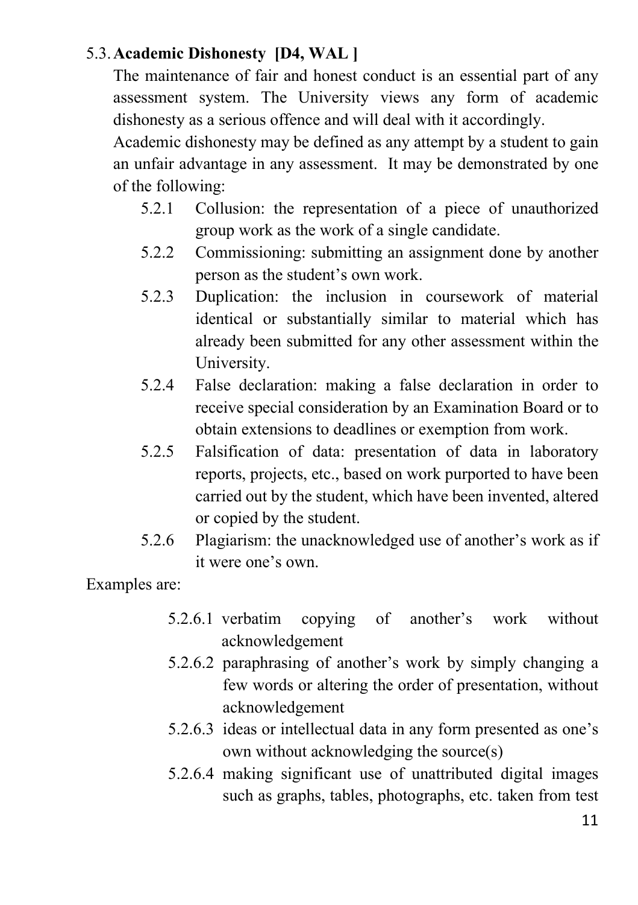### 5.3. **Academic Dishonesty [D4, WAL ]**

The maintenance of fair and honest conduct is an essential part of any assessment system. The University views any form of academic dishonesty as a serious offence and will deal with it accordingly.

Academic dishonesty may be defined as any attempt by a student to gain an unfair advantage in any assessment. It may be demonstrated by one of the following:

- 5.2.1 Collusion: the representation of a piece of unauthorized group work as the work of a single candidate.
- 5.2.2 Commissioning: submitting an assignment done by another person as the student's own work.
- 5.2.3 Duplication: the inclusion in coursework of material identical or substantially similar to material which has already been submitted for any other assessment within the University.
- 5.2.4 False declaration: making a false declaration in order to receive special consideration by an Examination Board or to obtain extensions to deadlines or exemption from work.
- 5.2.5 Falsification of data: presentation of data in laboratory reports, projects, etc., based on work purported to have been carried out by the student, which have been invented, altered or copied by the student.
- 5.2.6 Plagiarism: the unacknowledged use of another's work as if it were one's own.

Examples are:

- 5.2.6.1 verbatim copying of another's work without acknowledgement
- 5.2.6.2 paraphrasing of another's work by simply changing a few words or altering the order of presentation, without acknowledgement
- 5.2.6.3 ideas or intellectual data in any form presented as one's own without acknowledging the source(s)
- 5.2.6.4 making significant use of unattributed digital images such as graphs, tables, photographs, etc. taken from test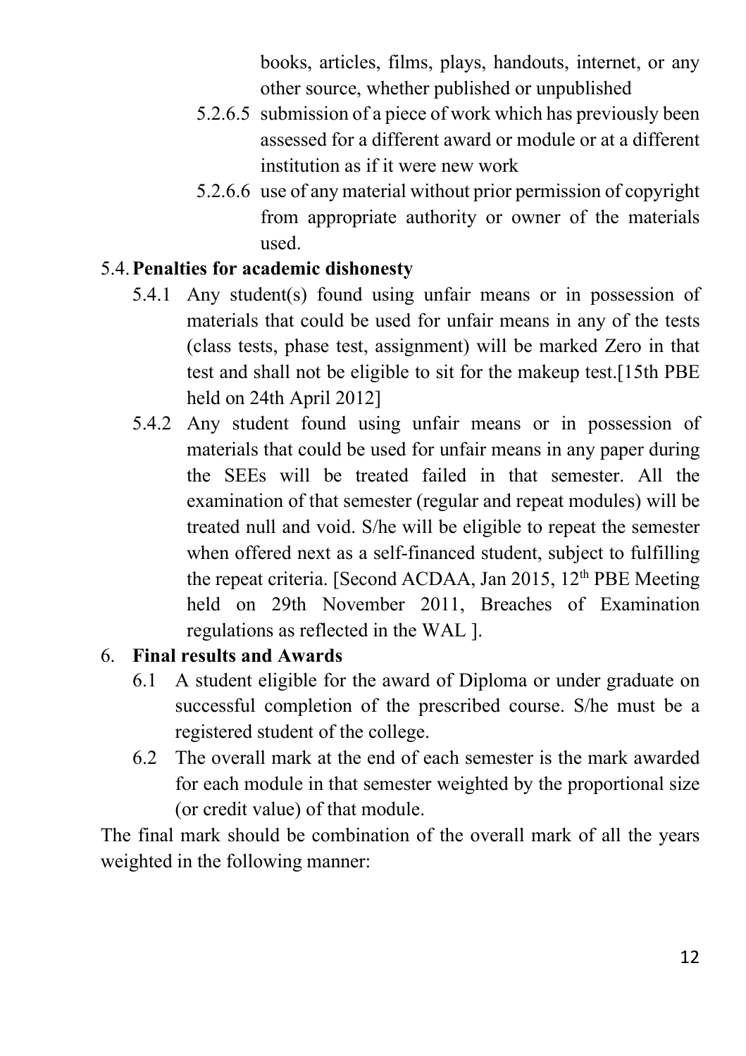books, articles, films, plays, handouts, internet, or any other source, whether published or unpublished

5.2.6.5 submission of a piece of work which has previously been assessed for a different award or module or at a different institution as if it were new work

5.2.6.6 use of any material without prior permission of copyright from appropriate authority or owner of the materials used.

## 5.4. **Penalties for academic dishonesty**

5.4.1 Any student(s) found using unfair means or in possession of materials that could be used for unfair means in any of the tests (class tests, phase test, assignment) will be marked Zero in that test and shall not be eligible to sit for the makeup test.[15th PBE held on 24th April 2012]

5.4.2 Any student found using unfair means or in possession of materials that could be used for unfair means in any paper during the SEEs will be treated failed in that semester. All the examination of that semester (regular and repeat modules) will be treated null and void. S/he will be eligible to repeat the semester when offered next as a self-financed student, subject to fulfilling the repeat criteria. [Second ACDAA, Jan 2015, 12th PBE Meeting held on 29th November 2011, Breaches of Examination regulations as reflected in the WAL ].

## 6. **Final results and Awards**

6.1 A student eligible for the award of Diploma or under graduate on successful completion of the prescribed course. S/he must be a registered student of the college.

6.2 The overall mark at the end of each semester is the mark awarded for each module in that semester weighted by the proportional size (or credit value) of that module.

The final mark should be combination of the overall mark of all the years weighted in the following manner: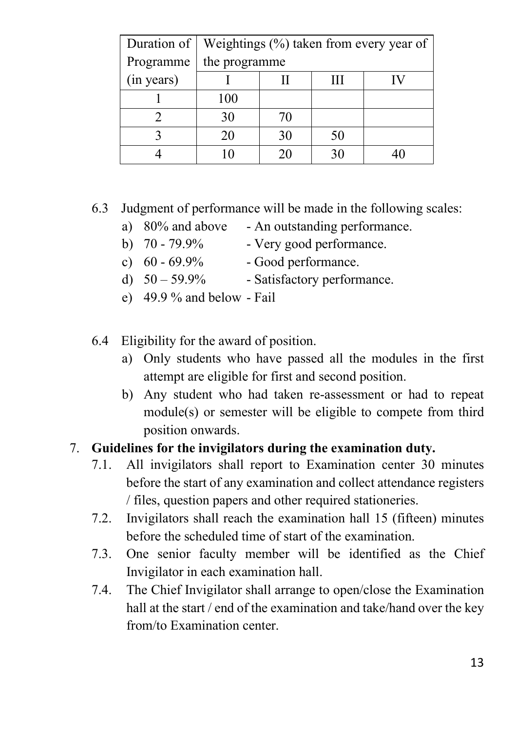| Duration of Programme (in years) | Weightings (%) taken from every year of the programme | | | |
|---|---|---|---|---|
| | I | II | III | IV |
| 1 | 100 | | | |
| 2 | 30 | 70 | | |
| 3 | 20 | 30 | 50 | |
| 4 | 10 | 20 | 30 | 40 |

6.3 Judgment of performance will be made in the following scales:

a) 80% and above - An outstanding performance.
b) 70 - 79.9% - Very good performance.
c) 60 - 69.9% - Good performance.
d) 50 – 59.9% - Satisfactory performance.
e) 49.9 % and below - Fail

6.4 Eligibility for the award of position.

a) Only students who have passed all the modules in the first attempt are eligible for first and second position.
b) Any student who had taken re-assessment or had to repeat module(s) or semester will be eligible to compete from third position onwards.

7. **Guidelines for the invigilators during the examination duty.**

7.1. All invigilators shall report to Examination center 30 minutes before the start of any examination and collect attendance registers / files, question papers and other required stationeries.

7.2. Invigilators shall reach the examination hall 15 (fifteen) minutes before the scheduled time of start of the examination.

7.3. One senior faculty member will be identified as the Chief Invigilator in each examination hall.

7.4. The Chief Invigilator shall arrange to open/close the Examination hall at the start / end of the examination and take/hand over the key from/to Examination center.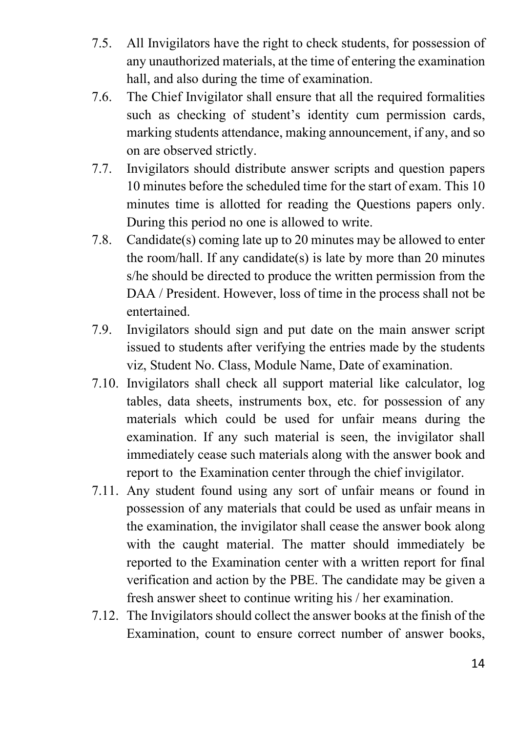7.5. All Invigilators have the right to check students, for possession of any unauthorized materials, at the time of entering the examination hall, and also during the time of examination.

7.6. The Chief Invigilator shall ensure that all the required formalities such as checking of student's identity cum permission cards, marking students attendance, making announcement, if any, and so on are observed strictly.

7.7. Invigilators should distribute answer scripts and question papers 10 minutes before the scheduled time for the start of exam. This 10 minutes time is allotted for reading the Questions papers only. During this period no one is allowed to write.

7.8. Candidate(s) coming late up to 20 minutes may be allowed to enter the room/hall. If any candidate(s) is late by more than 20 minutes s/he should be directed to produce the written permission from the DAA / President. However, loss of time in the process shall not be entertained.

7.9. Invigilators should sign and put date on the main answer script issued to students after verifying the entries made by the students viz, Student No. Class, Module Name, Date of examination.

7.10. Invigilators shall check all support material like calculator, log tables, data sheets, instruments box, etc. for possession of any materials which could be used for unfair means during the examination. If any such material is seen, the invigilator shall immediately cease such materials along with the answer book and report to the Examination center through the chief invigilator.

7.11. Any student found using any sort of unfair means or found in possession of any materials that could be used as unfair means in the examination, the invigilator shall cease the answer book along with the caught material. The matter should immediately be reported to the Examination center with a written report for final verification and action by the PBE. The candidate may be given a fresh answer sheet to continue writing his / her examination.

7.12. The Invigilators should collect the answer books at the finish of the Examination, count to ensure correct number of answer books,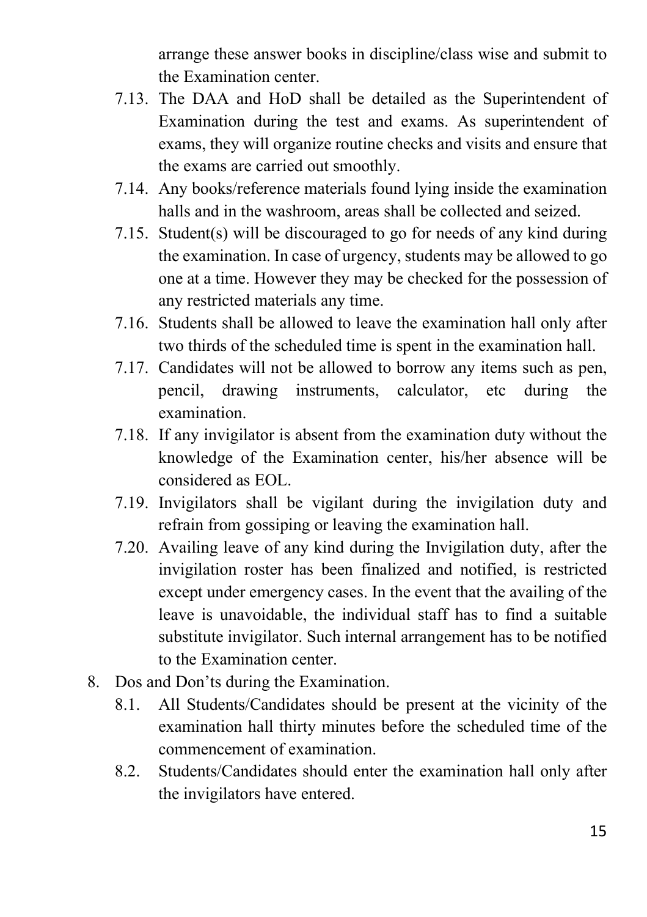arrange these answer books in discipline/class wise and submit to the Examination center.

7.13. The DAA and HoD shall be detailed as the Superintendent of Examination during the test and exams. As superintendent of exams, they will organize routine checks and visits and ensure that the exams are carried out smoothly.

7.14. Any books/reference materials found lying inside the examination halls and in the washroom, areas shall be collected and seized.

7.15. Student(s) will be discouraged to go for needs of any kind during the examination. In case of urgency, students may be allowed to go one at a time. However they may be checked for the possession of any restricted materials any time.

7.16. Students shall be allowed to leave the examination hall only after two thirds of the scheduled time is spent in the examination hall.

7.17. Candidates will not be allowed to borrow any items such as pen, pencil, drawing instruments, calculator, etc during the examination.

7.18. If any invigilator is absent from the examination duty without the knowledge of the Examination center, his/her absence will be considered as EOL.

7.19. Invigilators shall be vigilant during the invigilation duty and refrain from gossiping or leaving the examination hall.

7.20. Availing leave of any kind during the Invigilation duty, after the invigilation roster has been finalized and notified, is restricted except under emergency cases. In the event that the availing of the leave is unavoidable, the individual staff has to find a suitable substitute invigilator. Such internal arrangement has to be notified to the Examination center.

8. Dos and Don'ts during the Examination.

8.1. All Students/Candidates should be present at the vicinity of the examination hall thirty minutes before the scheduled time of the commencement of examination.

8.2. Students/Candidates should enter the examination hall only after the invigilators have entered.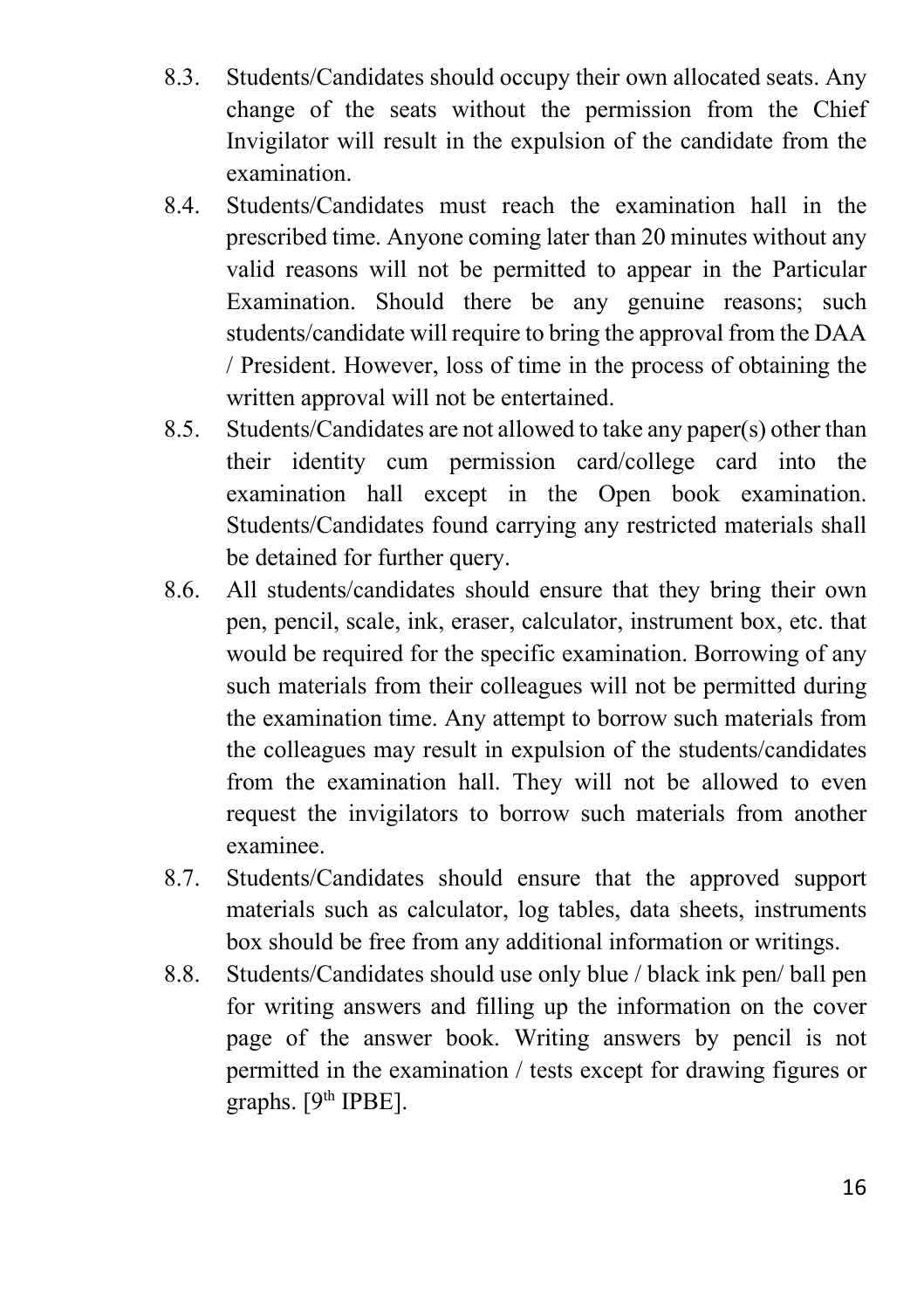8.3. Students/Candidates should occupy their own allocated seats. Any change of the seats without the permission from the Chief Invigilator will result in the expulsion of the candidate from the examination.

8.4. Students/Candidates must reach the examination hall in the prescribed time. Anyone coming later than 20 minutes without any valid reasons will not be permitted to appear in the Particular Examination. Should there be any genuine reasons; such students/candidate will require to bring the approval from the DAA / President. However, loss of time in the process of obtaining the written approval will not be entertained.

8.5. Students/Candidates are not allowed to take any paper(s) other than their identity cum permission card/college card into the examination hall except in the Open book examination. Students/Candidates found carrying any restricted materials shall be detained for further query.

8.6. All students/candidates should ensure that they bring their own pen, pencil, scale, ink, eraser, calculator, instrument box, etc. that would be required for the specific examination. Borrowing of any such materials from their colleagues will not be permitted during the examination time. Any attempt to borrow such materials from the colleagues may result in expulsion of the students/candidates from the examination hall. They will not be allowed to even request the invigilators to borrow such materials from another examinee.

8.7. Students/Candidates should ensure that the approved support materials such as calculator, log tables, data sheets, instruments box should be free from any additional information or writings.

8.8. Students/Candidates should use only blue / black ink pen/ ball pen for writing answers and filling up the information on the cover page of the answer book. Writing answers by pencil is not permitted in the examination / tests except for drawing figures or graphs. [9th IPBE].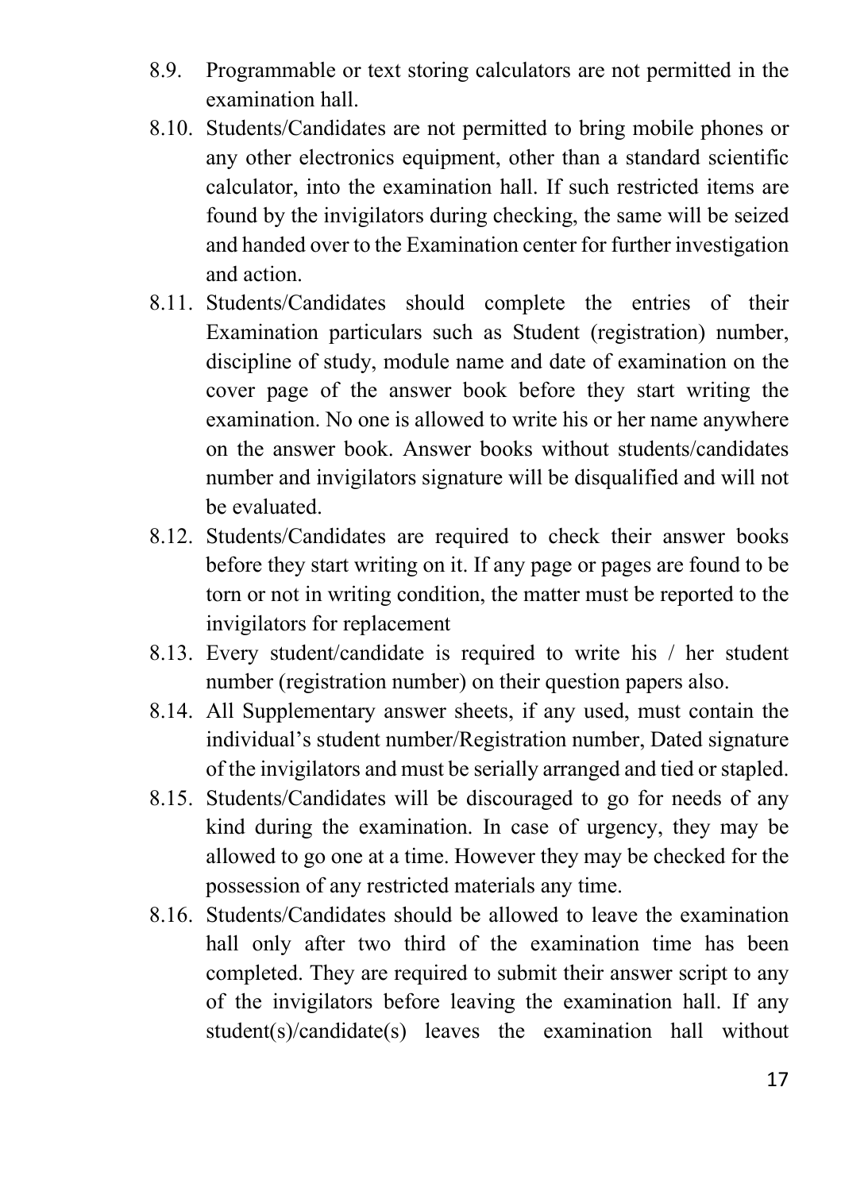8.9. Programmable or text storing calculators are not permitted in the examination hall.

8.10. Students/Candidates are not permitted to bring mobile phones or any other electronics equipment, other than a standard scientific calculator, into the examination hall. If such restricted items are found by the invigilators during checking, the same will be seized and handed over to the Examination center for further investigation and action.

8.11. Students/Candidates should complete the entries of their Examination particulars such as Student (registration) number, discipline of study, module name and date of examination on the cover page of the answer book before they start writing the examination. No one is allowed to write his or her name anywhere on the answer book. Answer books without students/candidates number and invigilators signature will be disqualified and will not be evaluated.

8.12. Students/Candidates are required to check their answer books before they start writing on it. If any page or pages are found to be torn or not in writing condition, the matter must be reported to the invigilators for replacement

8.13. Every student/candidate is required to write his / her student number (registration number) on their question papers also.

8.14. All Supplementary answer sheets, if any used, must contain the individual's student number/Registration number, Dated signature of the invigilators and must be serially arranged and tied or stapled.

8.15. Students/Candidates will be discouraged to go for needs of any kind during the examination. In case of urgency, they may be allowed to go one at a time. However they may be checked for the possession of any restricted materials any time.

8.16. Students/Candidates should be allowed to leave the examination hall only after two third of the examination time has been completed. They are required to submit their answer script to any of the invigilators before leaving the examination hall. If any student(s)/candidate(s) leaves the examination hall without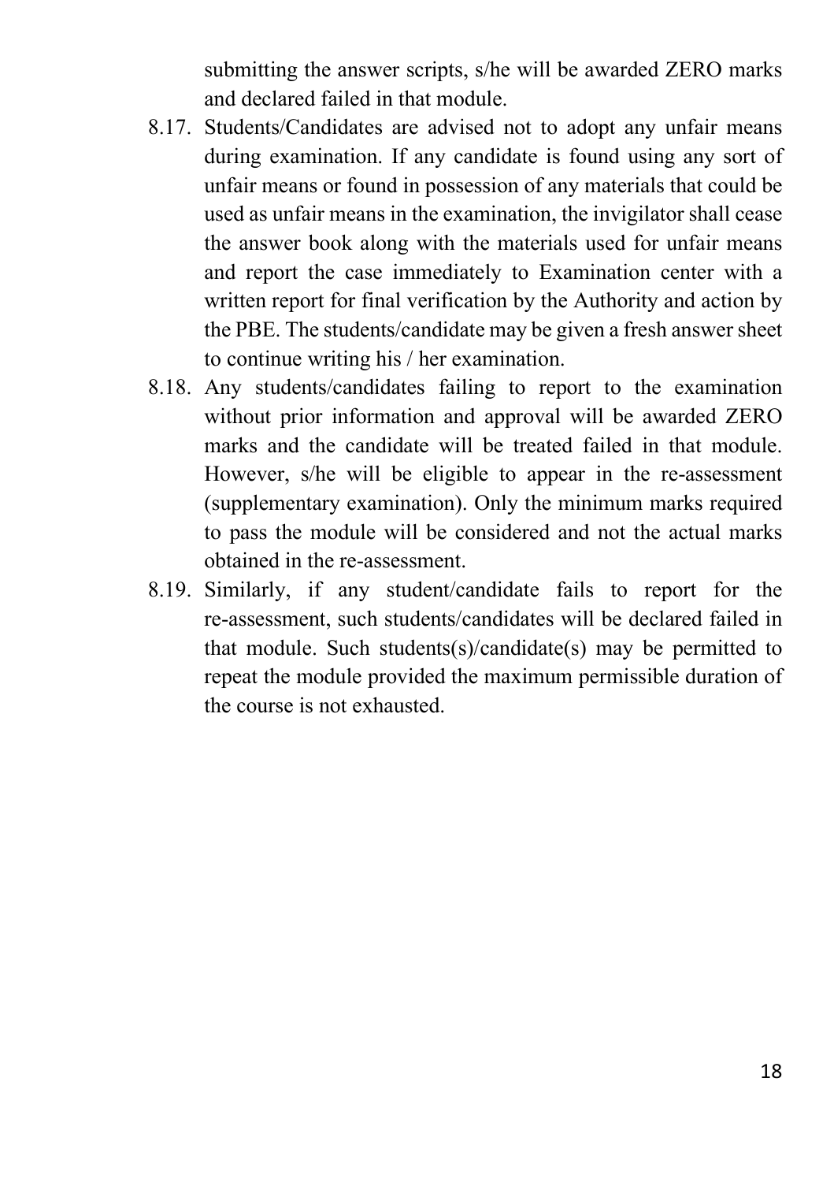submitting the answer scripts, s/he will be awarded ZERO marks and declared failed in that module.

8.17. Students/Candidates are advised not to adopt any unfair means during examination. If any candidate is found using any sort of unfair means or found in possession of any materials that could be used as unfair means in the examination, the invigilator shall cease the answer book along with the materials used for unfair means and report the case immediately to Examination center with a written report for final verification by the Authority and action by the PBE. The students/candidate may be given a fresh answer sheet to continue writing his / her examination.

8.18. Any students/candidates failing to report to the examination without prior information and approval will be awarded ZERO marks and the candidate will be treated failed in that module. However, s/he will be eligible to appear in the re-assessment (supplementary examination). Only the minimum marks required to pass the module will be considered and not the actual marks obtained in the re-assessment.

8.19. Similarly, if any student/candidate fails to report for the re-assessment, such students/candidates will be declared failed in that module. Such students(s)/candidate(s) may be permitted to repeat the module provided the maximum permissible duration of the course is not exhausted.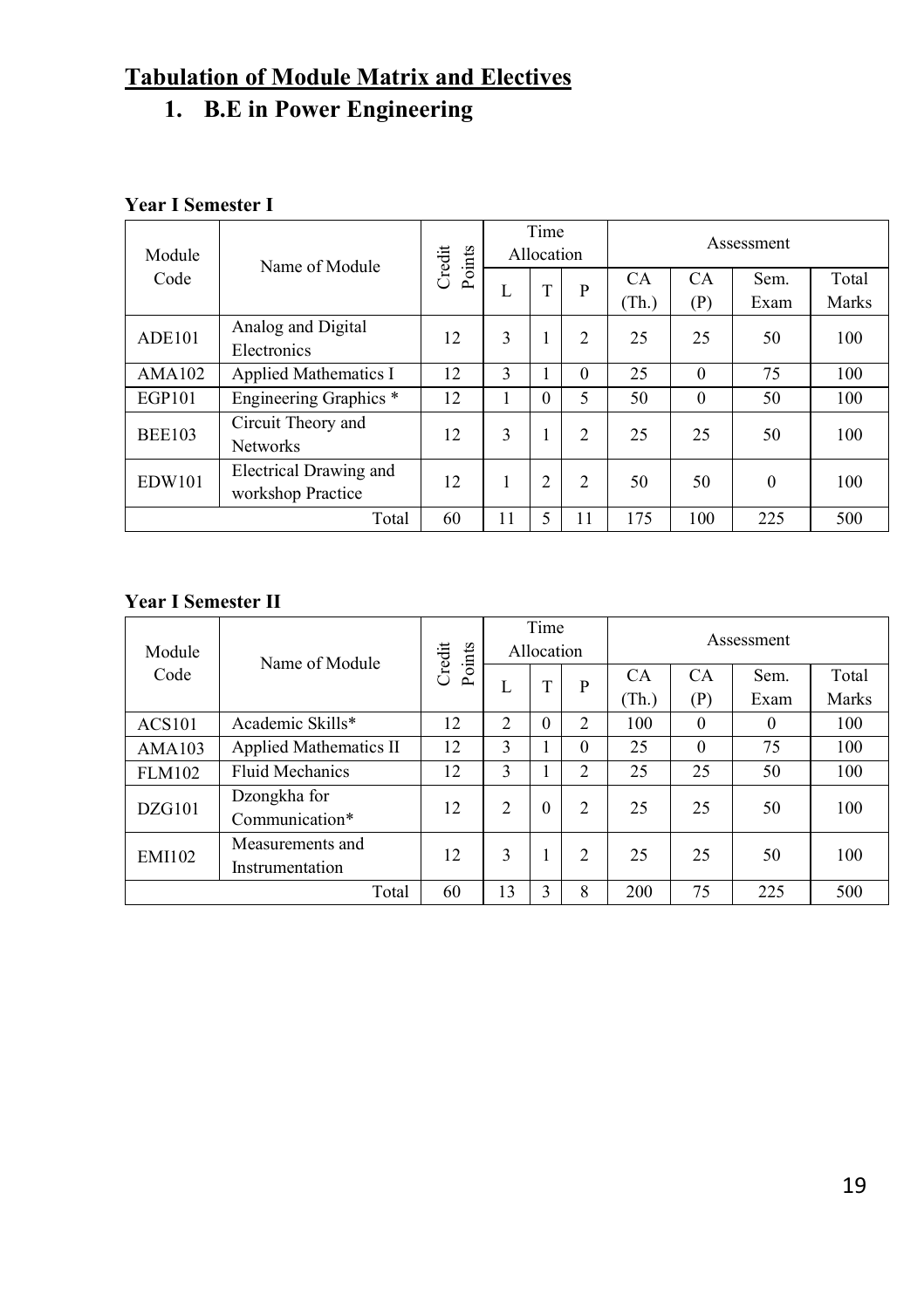## Tabulation of Module Matrix and Electives

### 1. B.E in Power Engineering

**Year I Semester I**

| Module Code | Name of Module | Credit Points | Time Allocation | | | Assessment | | | |
|---|---|---|---|---|---|---|---|---|---|
| | | | L | T | P | CA (Th.) | CA (P) | Sem. Exam | Total Marks |
| ADE101 | Analog and Digital Electronics | 12 | 3 | 1 | 2 | 25 | 25 | 50 | 100 |
| AMA102 | Applied Mathematics I | 12 | 3 | 1 | 0 | 25 | 0 | 75 | 100 |
| EGP101 | Engineering Graphics * | 12 | 1 | 0 | 5 | 50 | 0 | 50 | 100 |
| BEE103 | Circuit Theory and Networks | 12 | 3 | 1 | 2 | 25 | 25 | 50 | 100 |
| EDW101 | Electrical Drawing and workshop Practice | 12 | 1 | 2 | 2 | 50 | 50 | 0 | 100 |
| | Total | 60 | 11 | 5 | 11 | 175 | 100 | 225 | 500 |

**Year I Semester II**

| Module Code | Name of Module | Credit Points | Time Allocation | | | Assessment | | | |
|---|---|---|---|---|---|---|---|---|---|
| | | | L | T | P | CA (Th.) | CA (P) | Sem. Exam | Total Marks |
| ACS101 | Academic Skills* | 12 | 2 | 0 | 2 | 100 | 0 | 0 | 100 |
| AMA103 | Applied Mathematics II | 12 | 3 | 1 | 0 | 25 | 0 | 75 | 100 |
| FLM102 | Fluid Mechanics | 12 | 3 | 1 | 2 | 25 | 25 | 50 | 100 |
| DZG101 | Dzongkha for Communication* | 12 | 2 | 0 | 2 | 25 | 25 | 50 | 100 |
| EMI102 | Measurements and Instrumentation | 12 | 3 | 1 | 2 | 25 | 25 | 50 | 100 |
| | Total | 60 | 13 | 3 | 8 | 200 | 75 | 225 | 500 |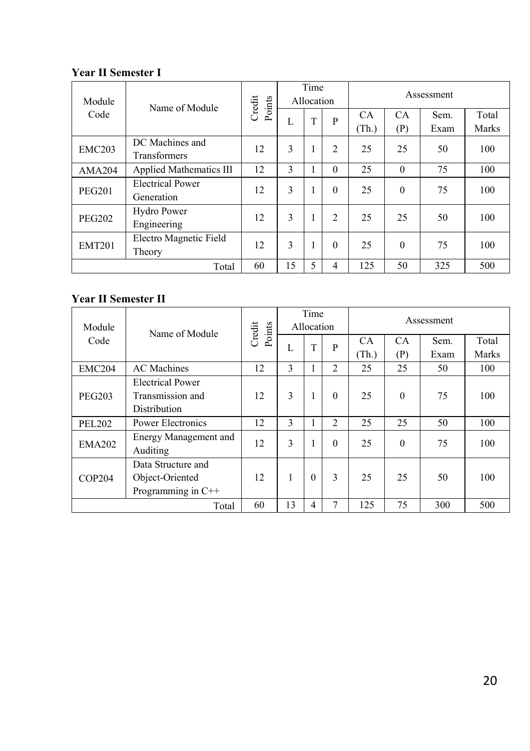**Year II Semester I**

| Module Code | Name of Module | Credit Points | Time Allocation | | | Assessment | | | |
|---|---|---|---|---|---|---|---|---|---|
| | | | L | T | P | CA (Th.) | CA (P) | Sem. Exam | Total Marks |
| EMC203 | DC Machines and Transformers | 12 | 3 | 1 | 2 | 25 | 25 | 50 | 100 |
| AMA204 | Applied Mathematics III | 12 | 3 | 1 | 0 | 25 | 0 | 75 | 100 |
| PEG201 | Electrical Power Generation | 12 | 3 | 1 | 0 | 25 | 0 | 75 | 100 |
| PEG202 | Hydro Power Engineering | 12 | 3 | 1 | 2 | 25 | 25 | 50 | 100 |
| EMT201 | Electro Magnetic Field Theory | 12 | 3 | 1 | 0 | 25 | 0 | 75 | 100 |
| | Total | 60 | 15 | 5 | 4 | 125 | 50 | 325 | 500 |

**Year II Semester II**

| Module Code | Name of Module | Credit Points | Time Allocation | | | Assessment | | | |
|---|---|---|---|---|---|---|---|---|---|
| | | | L | T | P | CA (Th.) | CA (P) | Sem. Exam | Total Marks |
| EMC204 | AC Machines | 12 | 3 | 1 | 2 | 25 | 25 | 50 | 100 |
| PEG203 | Electrical Power Transmission and Distribution | 12 | 3 | 1 | 0 | 25 | 0 | 75 | 100 |
| PEL202 | Power Electronics | 12 | 3 | 1 | 2 | 25 | 25 | 50 | 100 |
| EMA202 | Energy Management and Auditing | 12 | 3 | 1 | 0 | 25 | 0 | 75 | 100 |
| COP204 | Data Structure and Object-Oriented Programming in C++ | 12 | 1 | 0 | 3 | 25 | 25 | 50 | 100 |
| | Total | 60 | 13 | 4 | 7 | 125 | 75 | 300 | 500 |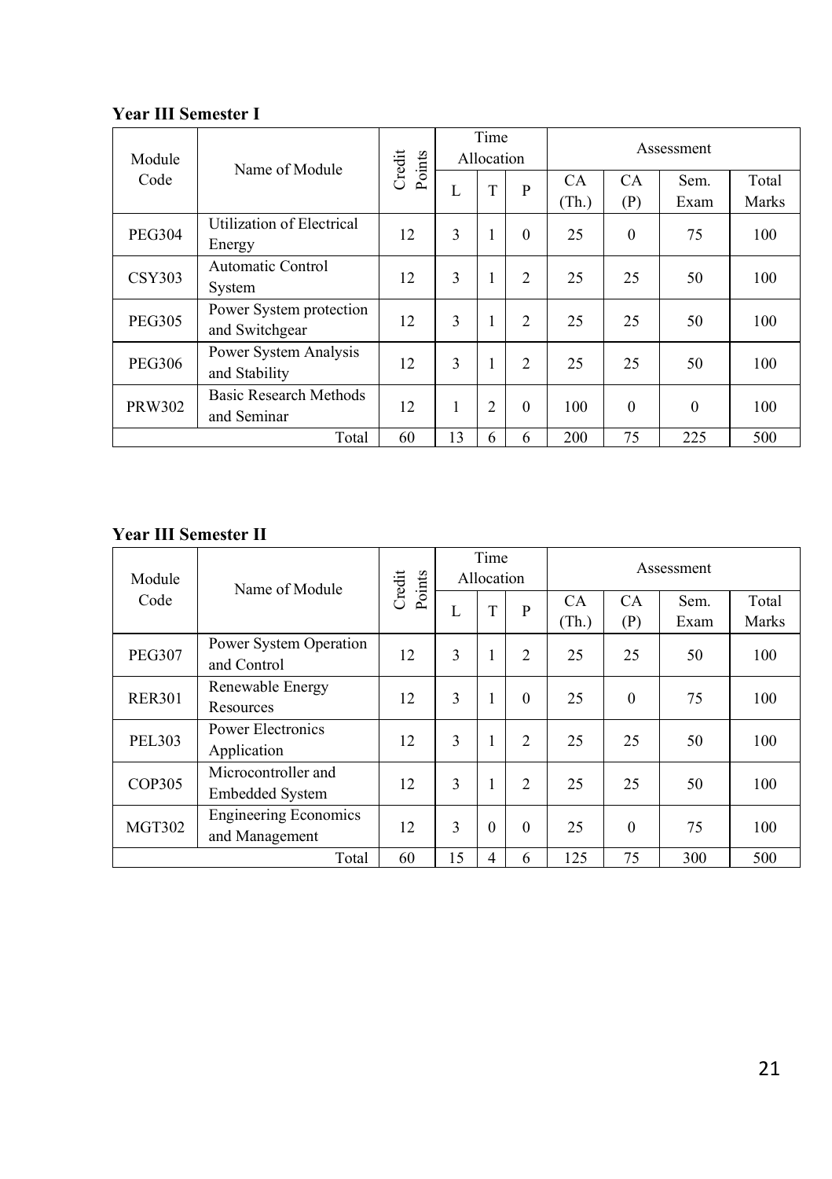**Year III Semester I**

| Module Code | Name of Module | Credit Points | Time Allocation | | | Assessment | | | |
|---|---|---|---|---|---|---|---|---|---|
| | | | L | T | P | CA (Th.) | CA (P) | Sem. Exam | Total Marks |
| PEG304 | Utilization of Electrical Energy | 12 | 3 | 1 | 0 | 25 | 0 | 75 | 100 |
| CSY303 | Automatic Control System | 12 | 3 | 1 | 2 | 25 | 25 | 50 | 100 |
| PEG305 | Power System protection and Switchgear | 12 | 3 | 1 | 2 | 25 | 25 | 50 | 100 |
| PEG306 | Power System Analysis and Stability | 12 | 3 | 1 | 2 | 25 | 25 | 50 | 100 |
| PRW302 | Basic Research Methods and Seminar | 12 | 1 | 2 | 0 | 100 | 0 | 0 | 100 |
| | Total | 60 | 13 | 6 | 6 | 200 | 75 | 225 | 500 |

**Year III Semester II**

| Module Code | Name of Module | Credit Points | Time Allocation | | | Assessment | | | |
|---|---|---|---|---|---|---|---|---|---|
| | | | L | T | P | CA (Th.) | CA (P) | Sem. Exam | Total Marks |
| PEG307 | Power System Operation and Control | 12 | 3 | 1 | 2 | 25 | 25 | 50 | 100 |
| RER301 | Renewable Energy Resources | 12 | 3 | 1 | 0 | 25 | 0 | 75 | 100 |
| PEL303 | Power Electronics Application | 12 | 3 | 1 | 2 | 25 | 25 | 50 | 100 |
| COP305 | Microcontroller and Embedded System | 12 | 3 | 1 | 2 | 25 | 25 | 50 | 100 |
| MGT302 | Engineering Economics and Management | 12 | 3 | 0 | 0 | 25 | 0 | 75 | 100 |
| | Total | 60 | 15 | 4 | 6 | 125 | 75 | 300 | 500 |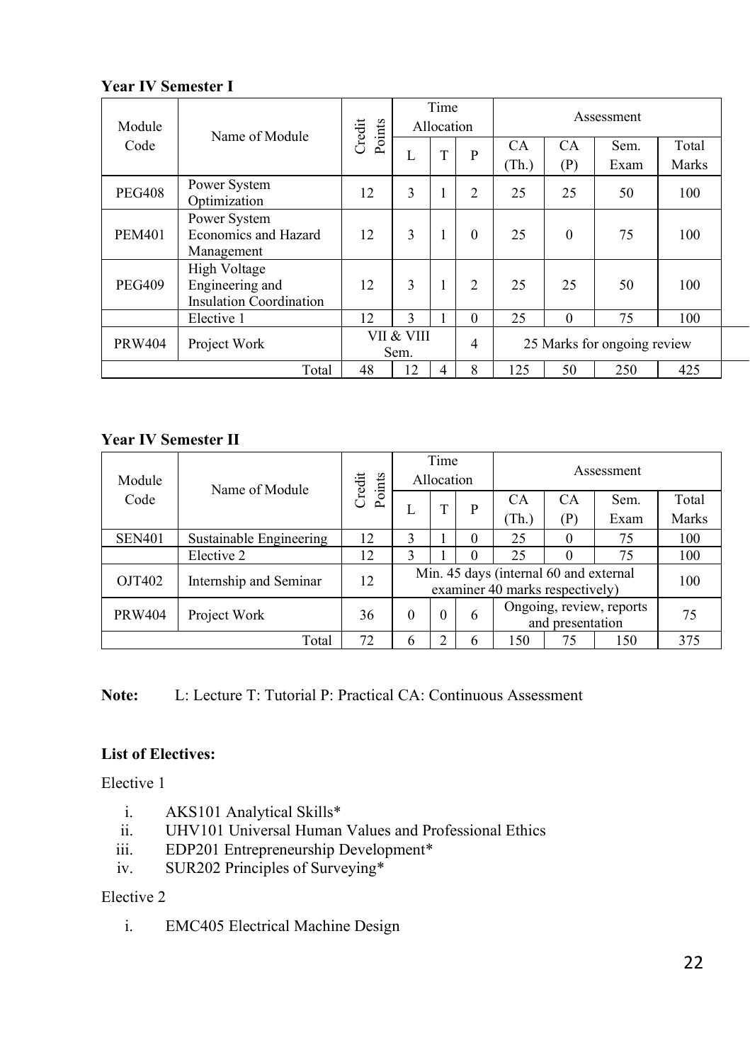**Year IV Semester I**

| Module Code | Name of Module | Credit Points | Time Allocation | | | Assessment | | | |
|---|---|---|---|---|---|---|---|---|---|
| | | | L | T | P | CA (Th.) | CA (P) | Sem. Exam | Total Marks |
| PEG408 | Power System Optimization | 12 | 3 | 1 | 2 | 25 | 25 | 50 | 100 |
| PEM401 | Power System Economics and Hazard Management | 12 | 3 | 1 | 0 | 25 | 0 | 75 | 100 |
| PEG409 | High Voltage Engineering and Insulation Coordination | 12 | 3 | 1 | 2 | 25 | 25 | 50 | 100 |
| | Elective 1 | 12 | 3 | 1 | 0 | 25 | 0 | 75 | 100 |
| PRW404 | Project Work | VII & VIII Sem. | | | 4 | 25 Marks for ongoing review | | | |
| | Total | 48 | 12 | 4 | 8 | 125 | 50 | 250 | 425 |

**Year IV Semester II**

| Module Code | Name of Module | Credit Points | Time Allocation | | | Assessment | | | |
|---|---|---|---|---|---|---|---|---|---|
| | | | L | T | P | CA (Th.) | CA (P) | Sem. Exam | Total Marks |
| SEN401 | Sustainable Engineering | 12 | 3 | 1 | 0 | 25 | 0 | 75 | 100 |
| | Elective 2 | 12 | 3 | 1 | 0 | 25 | 0 | 75 | 100 |
| OJT402 | Internship and Seminar | 12 | Min. 45 days (internal 60 and external examiner 40 marks respectively) | | | | | | 100 |
| PRW404 | Project Work | 36 | 0 | 0 | 6 | Ongoing, review, reports and presentation | | | 75 |
| | Total | 72 | 6 | 2 | 6 | 150 | 75 | 150 | 375 |

**Note:** L: Lecture T: Tutorial P: Practical CA: Continuous Assessment

**List of Electives:**

Elective 1

i. AKS101 Analytical Skills*
ii. UHV101 Universal Human Values and Professional Ethics
iii. EDP201 Entrepreneurship Development*
iv. SUR202 Principles of Surveying*

Elective 2

i. EMC405 Electrical Machine Design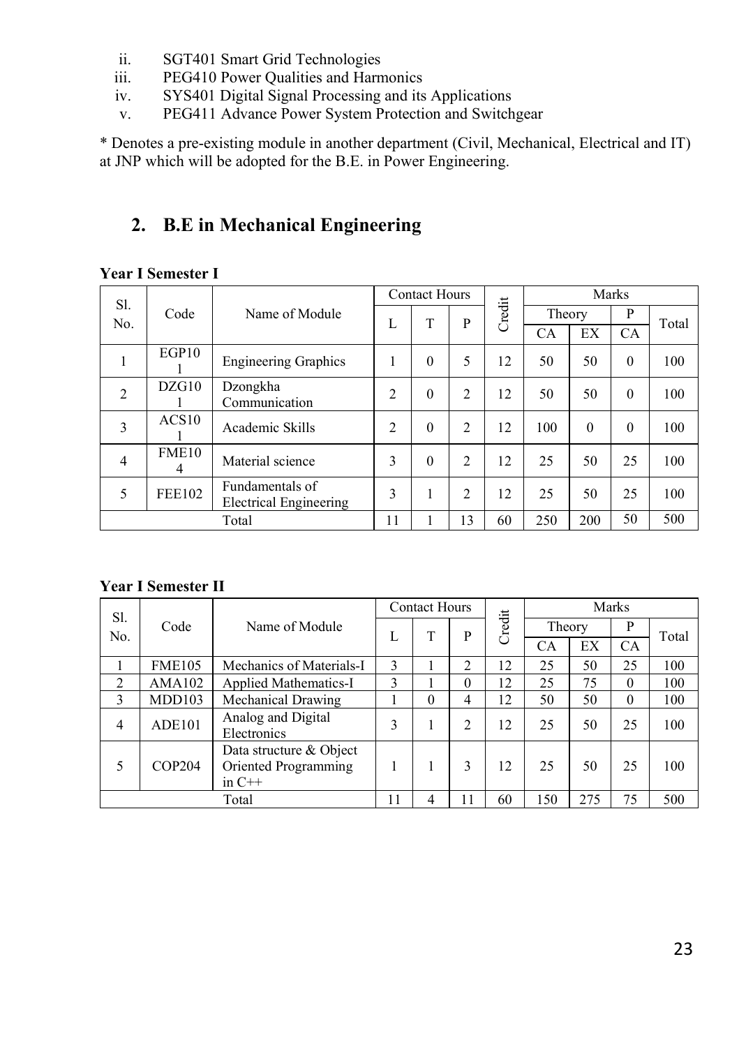ii. SGT401 Smart Grid Technologies
iii. PEG410 Power Qualities and Harmonics
iv. SYS401 Digital Signal Processing and its Applications
v. PEG411 Advance Power System Protection and Switchgear

* Denotes a pre-existing module in another department (Civil, Mechanical, Electrical and IT) at JNP which will be adopted for the B.E. in Power Engineering.

## 2. B.E in Mechanical Engineering

**Year I Semester I**

| Sl. No. | Code | Name of Module | Contact Hours | | | Credit | Marks | | | |
|---|---|---|---|---|---|---|---|---|---|---|
| | | | L | T | P | | Theory | | P | Total |
| | | | | | | | CA | EX | CA | |
| 1 | EGP101 | Engineering Graphics | 1 | 0 | 5 | 12 | 50 | 50 | 0 | 100 |
| 2 | DZG101 | Dzongkha Communication | 2 | 0 | 2 | 12 | 50 | 50 | 0 | 100 |
| 3 | ACS101 | Academic Skills | 2 | 0 | 2 | 12 | 100 | 0 | 0 | 100 |
| 4 | FME104 | Material science | 3 | 0 | 2 | 12 | 25 | 50 | 25 | 100 |
| 5 | FEE102 | Fundamentals of Electrical Engineering | 3 | 1 | 2 | 12 | 25 | 50 | 25 | 100 |
| | | Total | 11 | 1 | 13 | 60 | 250 | 200 | 50 | 500 |

**Year I Semester II**

| Sl. No. | Code | Name of Module | Contact Hours | | | Credit | Marks | | | |
|---|---|---|---|---|---|---|---|---|---|---|
| | | | L | T | P | | Theory | | P | Total |
| | | | | | | | CA | EX | CA | |
| 1 | FME105 | Mechanics of Materials-I | 3 | 1 | 2 | 12 | 25 | 50 | 25 | 100 |
| 2 | AMA102 | Applied Mathematics-I | 3 | 1 | 0 | 12 | 25 | 75 | 0 | 100 |
| 3 | MDD103 | Mechanical Drawing | 1 | 0 | 4 | 12 | 50 | 50 | 0 | 100 |
| 4 | ADE101 | Analog and Digital Electronics | 3 | 1 | 2 | 12 | 25 | 50 | 25 | 100 |
| 5 | COP204 | Data structure & Object Oriented Programming in C++ | 1 | 1 | 3 | 12 | 25 | 50 | 25 | 100 |
| | | Total | 11 | 4 | 11 | 60 | 150 | 275 | 75 | 500 |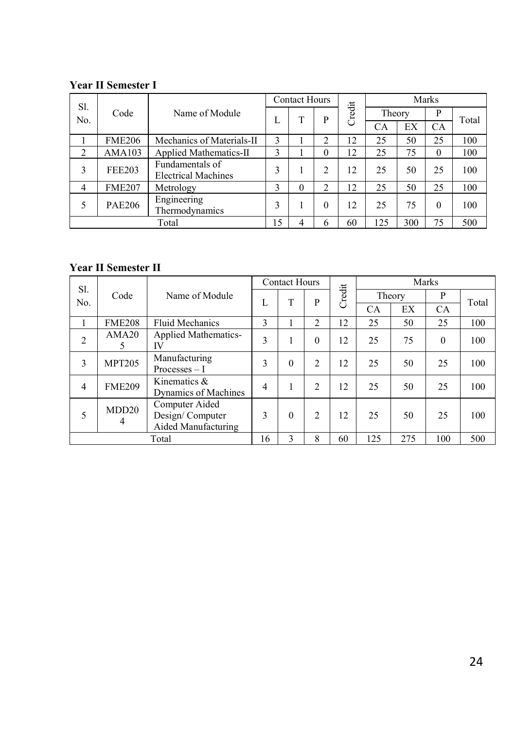**Year II Semester I**

| Sl. No. | Code | Name of Module | Contact Hours | | | Credit | Marks | | | |
|---|---|---|---|---|---|---|---|---|---|---|
| | | | L | T | P | | Theory | | P | Total |
| | | | | | | | CA | EX | CA | |
| 1 | FME206 | Mechanics of Materials-II | 3 | 1 | 2 | 12 | 25 | 50 | 25 | 100 |
| 2 | AMA103 | Applied Mathematics-II | 3 | 1 | 0 | 12 | 25 | 75 | 0 | 100 |
| 3 | FEE203 | Fundamentals of Electrical Machines | 3 | 1 | 2 | 12 | 25 | 50 | 25 | 100 |
| 4 | FME207 | Metrology | 3 | 0 | 2 | 12 | 25 | 50 | 25 | 100 |
| 5 | PAE206 | Engineering Thermodynamics | 3 | 1 | 0 | 12 | 25 | 75 | 0 | 100 |
| Total | | | 15 | 4 | 6 | 60 | 125 | 300 | 75 | 500 |

**Year II Semester II**

| Sl. No. | Code | Name of Module | Contact Hours | | | Credit | Marks | | | |
|---|---|---|---|---|---|---|---|---|---|---|
| | | | L | T | P | | Theory | | P | Total |
| | | | | | | | CA | EX | CA | |
| 1 | FME208 | Fluid Mechanics | 3 | 1 | 2 | 12 | 25 | 50 | 25 | 100 |
| 2 | AMA205 | Applied Mathematics-IV | 3 | 1 | 0 | 12 | 25 | 75 | 0 | 100 |
| 3 | MPT205 | Manufacturing Processes – I | 3 | 0 | 2 | 12 | 25 | 50 | 25 | 100 |
| 4 | FME209 | Kinematics & Dynamics of Machines | 4 | 1 | 2 | 12 | 25 | 50 | 25 | 100 |
| 5 | MDD204 | Computer Aided Design/ Computer Aided Manufacturing | 3 | 0 | 2 | 12 | 25 | 50 | 25 | 100 |
| Total | | | 16 | 3 | 8 | 60 | 125 | 275 | 100 | 500 |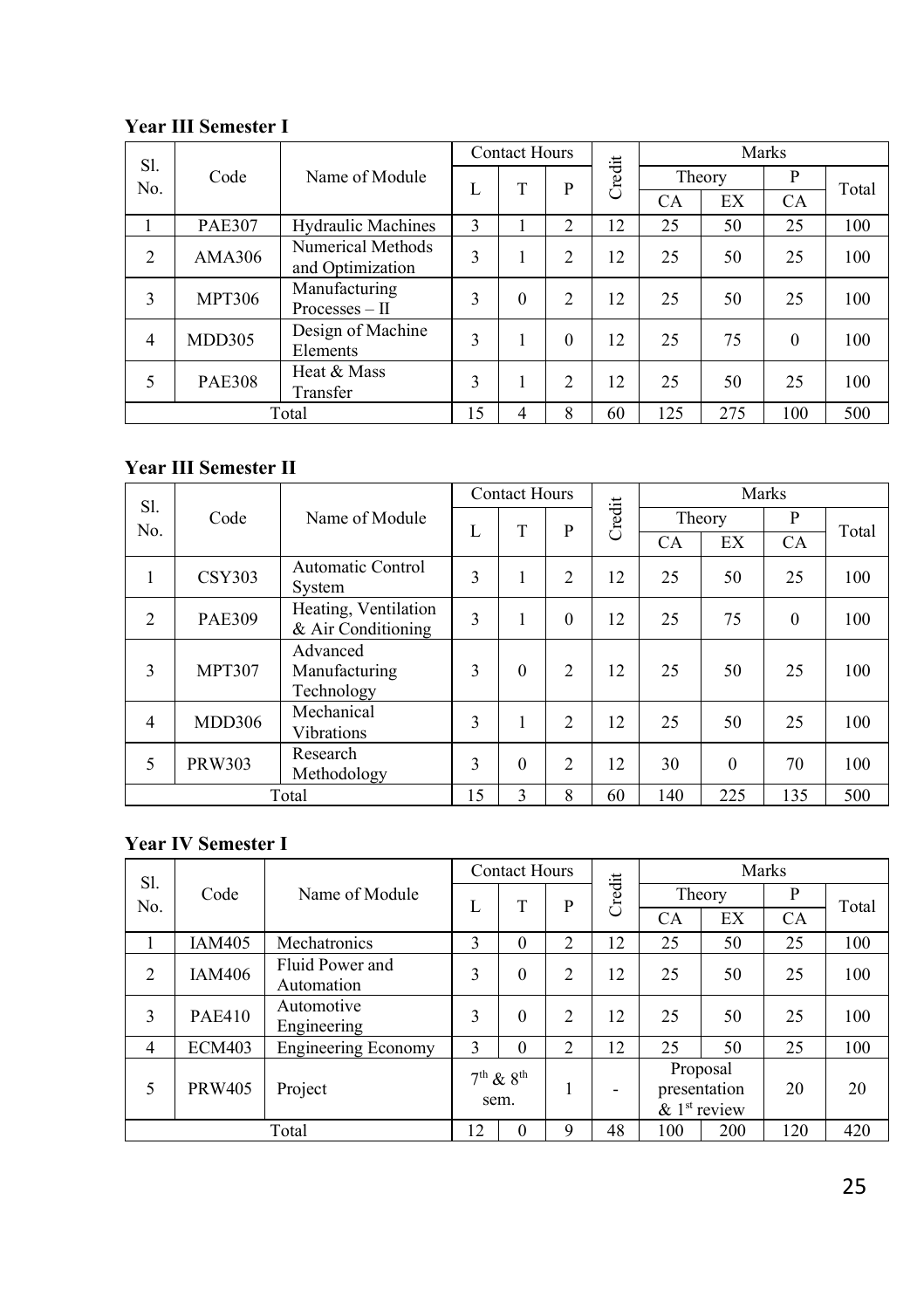**Year III Semester I**

| Sl. No. | Code | Name of Module | Contact Hours | | | Credit | Marks | | | |
|---|---|---|---|---|---|---|---|---|---|---|
| | | | L | T | P | | Theory | | P | Total |
| | | | | | | | CA | EX | CA | |
| 1 | PAE307 | Hydraulic Machines | 3 | 1 | 2 | 12 | 25 | 50 | 25 | 100 |
| 2 | AMA306 | Numerical Methods and Optimization | 3 | 1 | 2 | 12 | 25 | 50 | 25 | 100 |
| 3 | MPT306 | Manufacturing Processes – II | 3 | 0 | 2 | 12 | 25 | 50 | 25 | 100 |
| 4 | MDD305 | Design of Machine Elements | 3 | 1 | 0 | 12 | 25 | 75 | 0 | 100 |
| 5 | PAE308 | Heat & Mass Transfer | 3 | 1 | 2 | 12 | 25 | 50 | 25 | 100 |
| Total | | | 15 | 4 | 8 | 60 | 125 | 275 | 100 | 500 |

**Year III Semester II**

| Sl. No. | Code | Name of Module | Contact Hours | | | Credit | Marks | | | |
|---|---|---|---|---|---|---|---|---|---|---|
| | | | L | T | P | | Theory | | P | Total |
| | | | | | | | CA | EX | CA | |
| 1 | CSY303 | Automatic Control System | 3 | 1 | 2 | 12 | 25 | 50 | 25 | 100 |
| 2 | PAE309 | Heating, Ventilation & Air Conditioning | 3 | 1 | 0 | 12 | 25 | 75 | 0 | 100 |
| 3 | MPT307 | Advanced Manufacturing Technology | 3 | 0 | 2 | 12 | 25 | 50 | 25 | 100 |
| 4 | MDD306 | Mechanical Vibrations | 3 | 1 | 2 | 12 | 25 | 50 | 25 | 100 |
| 5 | PRW303 | Research Methodology | 3 | 0 | 2 | 12 | 30 | 0 | 70 | 100 |
| Total | | | 15 | 3 | 8 | 60 | 140 | 225 | 135 | 500 |

**Year IV Semester I**

| Sl. No. | Code | Name of Module | Contact Hours | | | Credit | Marks | | | |
|---|---|---|---|---|---|---|---|---|---|---|
| | | | L | T | P | | Theory | | P | Total |
| | | | | | | | CA | EX | CA | |
| 1 | IAM405 | Mechatronics | 3 | 0 | 2 | 12 | 25 | 50 | 25 | 100 |
| 2 | IAM406 | Fluid Power and Automation | 3 | 0 | 2 | 12 | 25 | 50 | 25 | 100 |
| 3 | PAE410 | Automotive Engineering | 3 | 0 | 2 | 12 | 25 | 50 | 25 | 100 |
| 4 | ECM403 | Engineering Economy | 3 | 0 | 2 | 12 | 25 | 50 | 25 | 100 |
| 5 | PRW405 | Project | 7th & 8th sem. | | 1 | - | Proposal presentation & 1st review | | 20 | 20 |
| Total | | | 12 | 0 | 9 | 48 | 100 | 200 | 120 | 420 |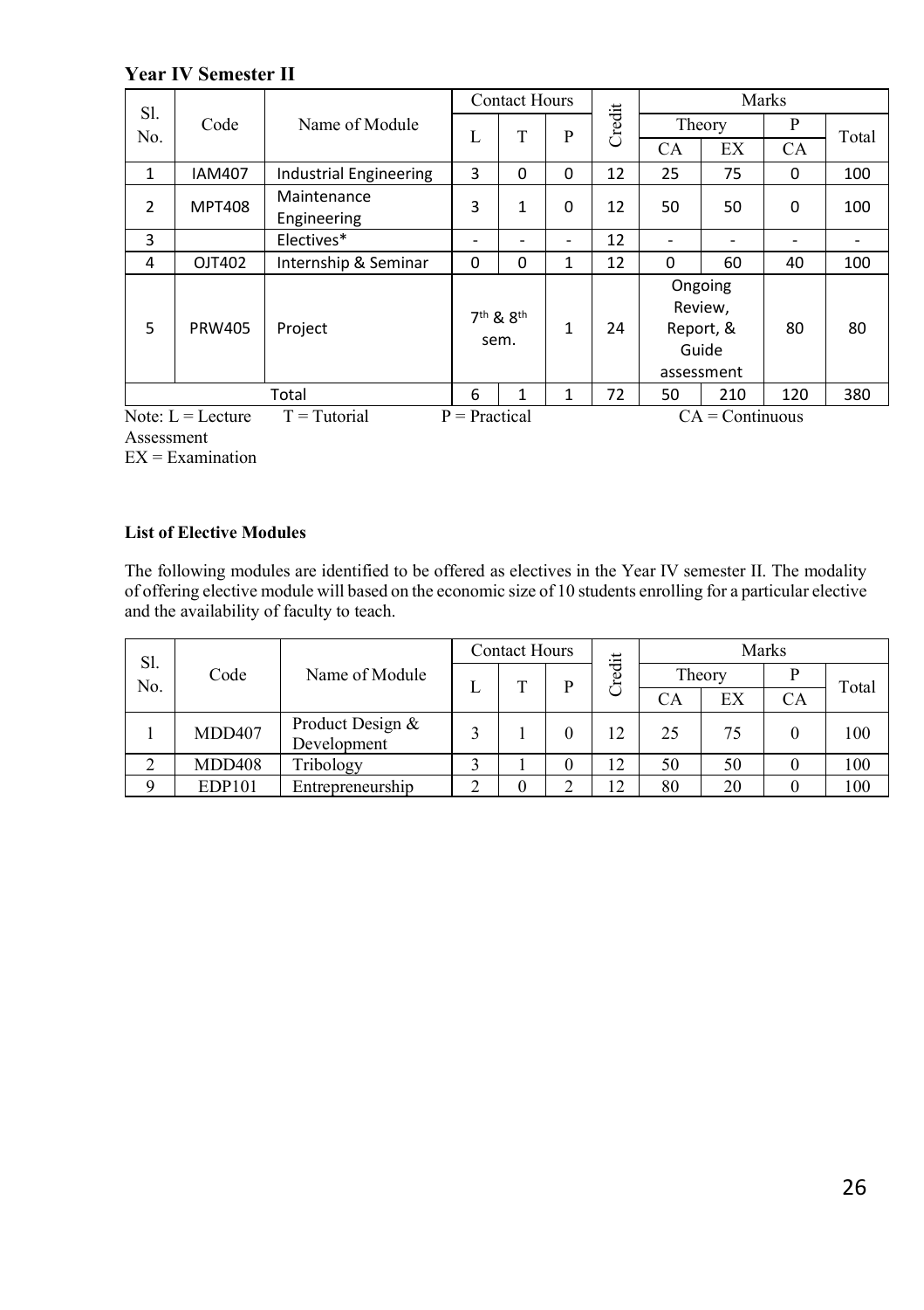## Year IV Semester II

| Sl. No. | Code | Name of Module | Contact Hours | | | Credit | Marks | | | |
|---|---|---|---|---|---|---|---|---|---|---|
| | | | L | T | P | | Theory | | P | Total |
| | | | | | | | CA | EX | CA | |
| 1 | IAM407 | Industrial Engineering | 3 | 0 | 0 | 12 | 25 | 75 | 0 | 100 |
| 2 | MPT408 | Maintenance Engineering | 3 | 1 | 0 | 12 | 50 | 50 | 0 | 100 |
| 3 | | Electives* | - | - | - | 12 | - | - | - | - |
| 4 | OJT402 | Internship & Seminar | 0 | 0 | 1 | 12 | 0 | 60 | 40 | 100 |
| 5 | PRW405 | Project | 7th & 8th sem. | | 1 | 24 | Ongoing Review, Report, & Guide assessment | | 80 | 80 |
| Total | | | 6 | 1 | 1 | 72 | 50 | 210 | 120 | 380 |

Note: L = Lecture T = Tutorial P = Practical CA = Continuous Assessment
EX = Examination

**List of Elective Modules**

The following modules are identified to be offered as electives in the Year IV semester II. The modality of offering elective module will based on the economic size of 10 students enrolling for a particular elective and the availability of faculty to teach.

| Sl. No. | Code | Name of Module | Contact Hours | | | Credit | Marks | | | |
|---|---|---|---|---|---|---|---|---|---|---|
| | | | L | T | P | | Theory | | P | Total |
| | | | | | | | CA | EX | CA | |
| 1 | MDD407 | Product Design & Development | 3 | 1 | 0 | 12 | 25 | 75 | 0 | 100 |
| 2 | MDD408 | Tribology | 3 | 1 | 0 | 12 | 50 | 50 | 0 | 100 |
| 9 | EDP101 | Entrepreneurship | 2 | 0 | 2 | 12 | 80 | 20 | 0 | 100 |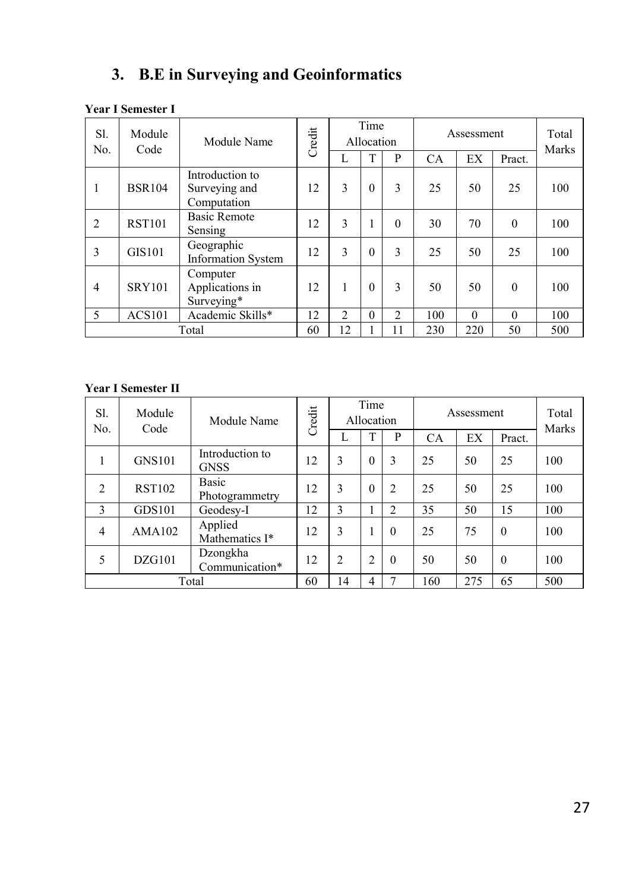## 3. B.E in Surveying and Geoinformatics

**Year I Semester I**

| Sl. No. | Module Code | Module Name | Credit | Time Allocation | | | Assessment | | | Total Marks |
|---|---|---|---|---|---|---|---|---|---|---|
| | | | | L | T | P | CA | EX | Pract. | |
| 1 | BSR104 | Introduction to Surveying and Computation | 12 | 3 | 0 | 3 | 25 | 50 | 25 | 100 |
| 2 | RST101 | Basic Remote Sensing | 12 | 3 | 1 | 0 | 30 | 70 | 0 | 100 |
| 3 | GIS101 | Geographic Information System | 12 | 3 | 0 | 3 | 25 | 50 | 25 | 100 |
| 4 | SRY101 | Computer Applications in Surveying* | 12 | 1 | 0 | 3 | 50 | 50 | 0 | 100 |
| 5 | ACS101 | Academic Skills* | 12 | 2 | 0 | 2 | 100 | 0 | 0 | 100 |
| Total | | | 60 | 12 | 1 | 11 | 230 | 220 | 50 | 500 |

**Year I Semester II**

| Sl. No. | Module Code | Module Name | Credit | Time Allocation | | | Assessment | | | Total Marks |
|---|---|---|---|---|---|---|---|---|---|---|
| | | | | L | T | P | CA | EX | Pract. | |
| 1 | GNS101 | Introduction to GNSS | 12 | 3 | 0 | 3 | 25 | 50 | 25 | 100 |
| 2 | RST102 | Basic Photogrammetry | 12 | 3 | 0 | 2 | 25 | 50 | 25 | 100 |
| 3 | GDS101 | Geodesy-I | 12 | 3 | 1 | 2 | 35 | 50 | 15 | 100 |
| 4 | AMA102 | Applied Mathematics I* | 12 | 3 | 1 | 0 | 25 | 75 | 0 | 100 |
| 5 | DZG101 | Dzongkha Communication* | 12 | 2 | 2 | 0 | 50 | 50 | 0 | 100 |
| Total | | | 60 | 14 | 4 | 7 | 160 | 275 | 65 | 500 |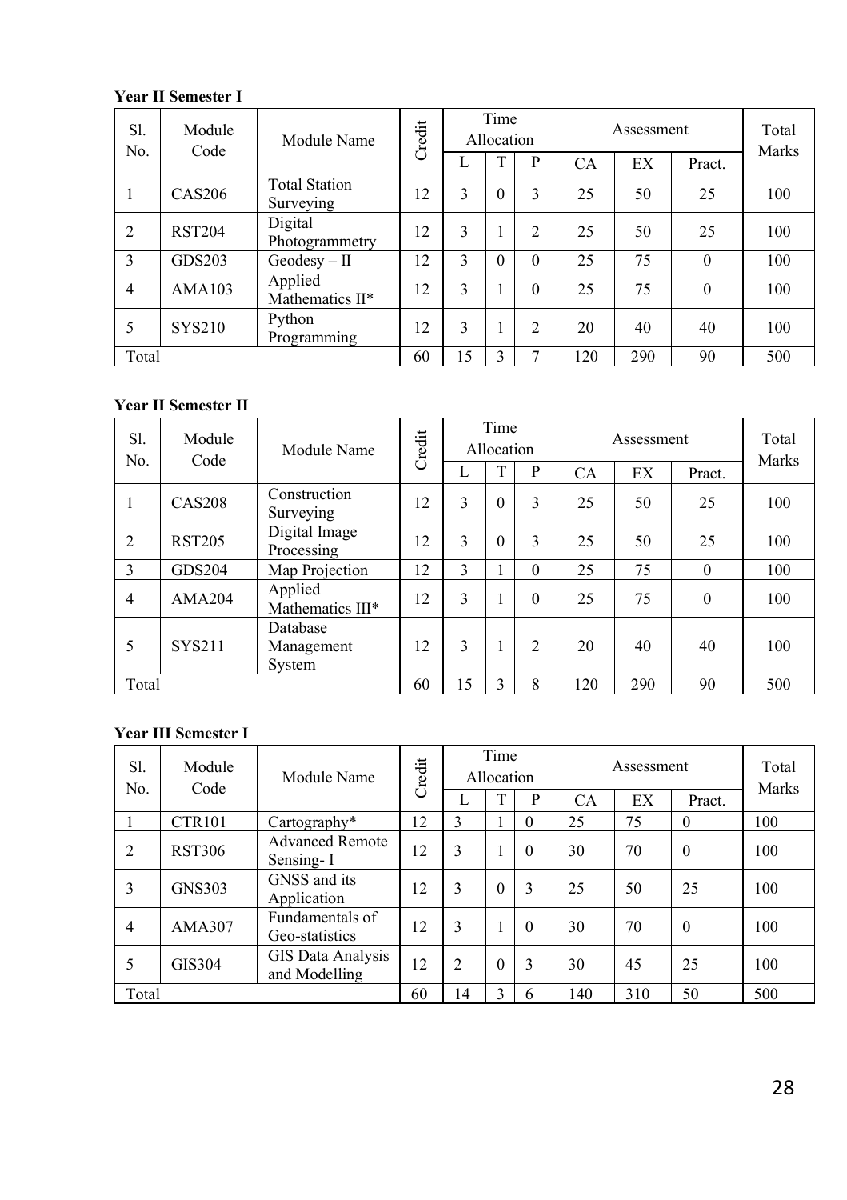**Year II Semester I**

| Sl. No. | Module Code | Module Name | Credit | Time Allocation | | | Assessment | | | Total Marks |
|---|---|---|---|---|---|---|---|---|---|---|
| | | | | L | T | P | CA | EX | Pract. | |
| 1 | CAS206 | Total Station Surveying | 12 | 3 | 0 | 3 | 25 | 50 | 25 | 100 |
| 2 | RST204 | Digital Photogrammetry | 12 | 3 | 1 | 2 | 25 | 50 | 25 | 100 |
| 3 | GDS203 | Geodesy – II | 12 | 3 | 0 | 0 | 25 | 75 | 0 | 100 |
| 4 | AMA103 | Applied Mathematics II* | 12 | 3 | 1 | 0 | 25 | 75 | 0 | 100 |
| 5 | SYS210 | Python Programming | 12 | 3 | 1 | 2 | 20 | 40 | 40 | 100 |
| Total | | | 60 | 15 | 3 | 7 | 120 | 290 | 90 | 500 |

**Year II Semester II**

| Sl. No. | Module Code | Module Name | Credit | Time Allocation | | | Assessment | | | Total Marks |
|---|---|---|---|---|---|---|---|---|---|---|
| | | | | L | T | P | CA | EX | Pract. | |
| 1 | CAS208 | Construction Surveying | 12 | 3 | 0 | 3 | 25 | 50 | 25 | 100 |
| 2 | RST205 | Digital Image Processing | 12 | 3 | 0 | 3 | 25 | 50 | 25 | 100 |
| 3 | GDS204 | Map Projection | 12 | 3 | 1 | 0 | 25 | 75 | 0 | 100 |
| 4 | AMA204 | Applied Mathematics III* | 12 | 3 | 1 | 0 | 25 | 75 | 0 | 100 |
| 5 | SYS211 | Database Management System | 12 | 3 | 1 | 2 | 20 | 40 | 40 | 100 |
| Total | | | 60 | 15 | 3 | 8 | 120 | 290 | 90 | 500 |

**Year III Semester I**

| Sl. No. | Module Code | Module Name | Credit | Time Allocation | | | Assessment | | | Total Marks |
|---|---|---|---|---|---|---|---|---|---|---|
| | | | | L | T | P | CA | EX | Pract. | |
| 1 | CTR101 | Cartography* | 12 | 3 | 1 | 0 | 25 | 75 | 0 | 100 |
| 2 | RST306 | Advanced Remote Sensing- I | 12 | 3 | 1 | 0 | 30 | 70 | 0 | 100 |
| 3 | GNS303 | GNSS and its Application | 12 | 3 | 0 | 3 | 25 | 50 | 25 | 100 |
| 4 | AMA307 | Fundamentals of Geo-statistics | 12 | 3 | 1 | 0 | 30 | 70 | 0 | 100 |
| 5 | GIS304 | GIS Data Analysis and Modelling | 12 | 2 | 0 | 3 | 30 | 45 | 25 | 100 |
| Total | | | 60 | 14 | 3 | 6 | 140 | 310 | 50 | 500 |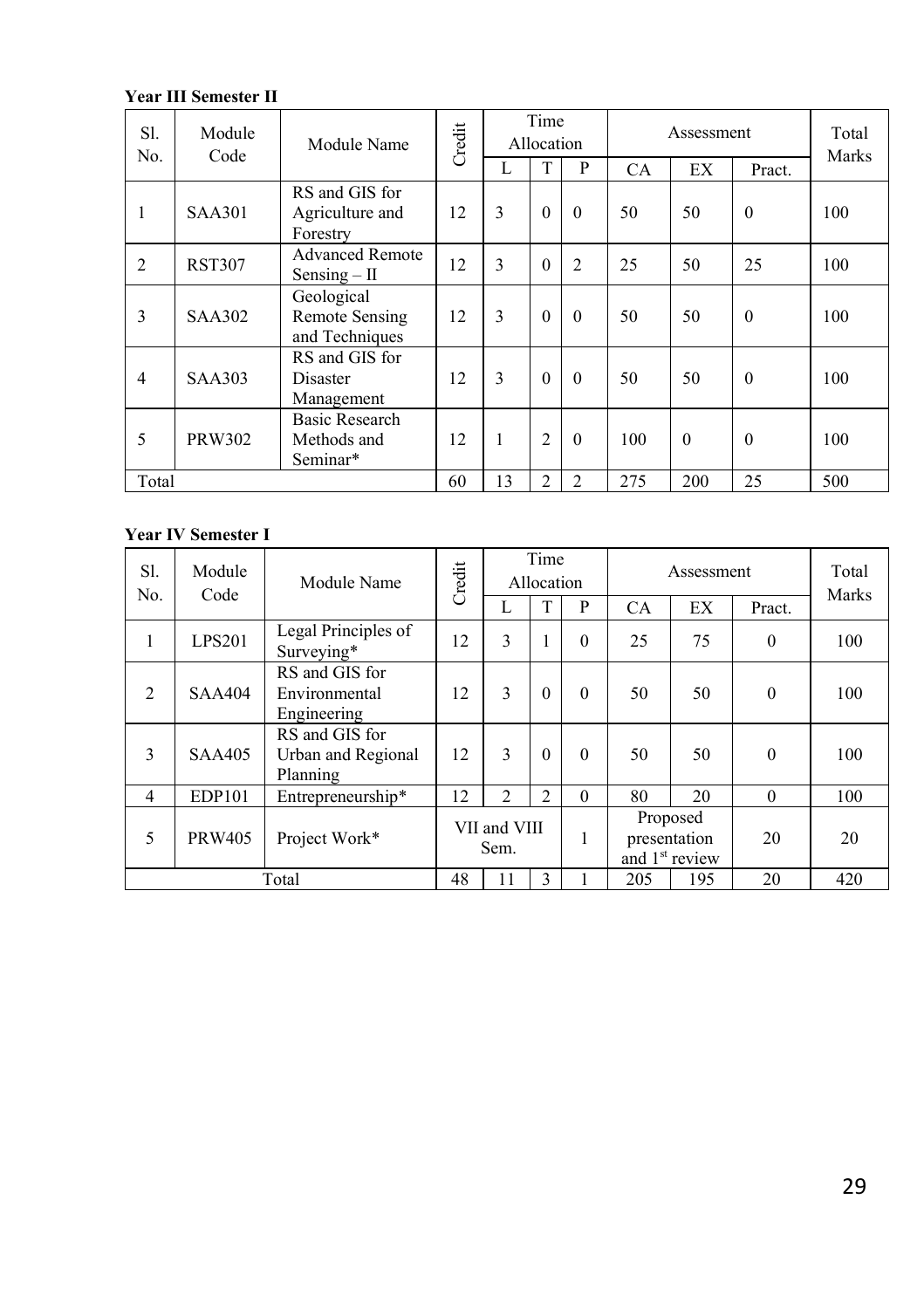**Year III Semester II**

| Sl. No. | Module Code | Module Name | Credit | Time Allocation | | | Assessment | | | Total Marks |
|---|---|---|---|---|---|---|---|---|---|---|
| | | | | L | T | P | CA | EX | Pract. | |
| 1 | SAA301 | RS and GIS for Agriculture and Forestry | 12 | 3 | 0 | 0 | 50 | 50 | 0 | 100 |
| 2 | RST307 | Advanced Remote Sensing – II | 12 | 3 | 0 | 2 | 25 | 50 | 25 | 100 |
| 3 | SAA302 | Geological Remote Sensing and Techniques | 12 | 3 | 0 | 0 | 50 | 50 | 0 | 100 |
| 4 | SAA303 | RS and GIS for Disaster Management | 12 | 3 | 0 | 0 | 50 | 50 | 0 | 100 |
| 5 | PRW302 | Basic Research Methods and Seminar* | 12 | 1 | 2 | 0 | 100 | 0 | 0 | 100 |
| Total | | | 60 | 13 | 2 | 2 | 275 | 200 | 25 | 500 |

**Year IV Semester I**

| Sl. No. | Module Code | Module Name | Credit | Time Allocation | | | Assessment | | | Total Marks |
|---|---|---|---|---|---|---|---|---|---|---|
| | | | | L | T | P | CA | EX | Pract. | |
| 1 | LPS201 | Legal Principles of Surveying* | 12 | 3 | 1 | 0 | 25 | 75 | 0 | 100 |
| 2 | SAA404 | RS and GIS for Environmental Engineering | 12 | 3 | 0 | 0 | 50 | 50 | 0 | 100 |
| 3 | SAA405 | RS and GIS for Urban and Regional Planning | 12 | 3 | 0 | 0 | 50 | 50 | 0 | 100 |
| 4 | EDP101 | Entrepreneurship* | 12 | 2 | 2 | 0 | 80 | 20 | 0 | 100 |
| 5 | PRW405 | Project Work* | VII and VIII Sem. | | | 1 | Proposed presentation and 1st review | | 20 | 20 |
| Total | | | 48 | 11 | 3 | 1 | 205 | 195 | 20 | 420 |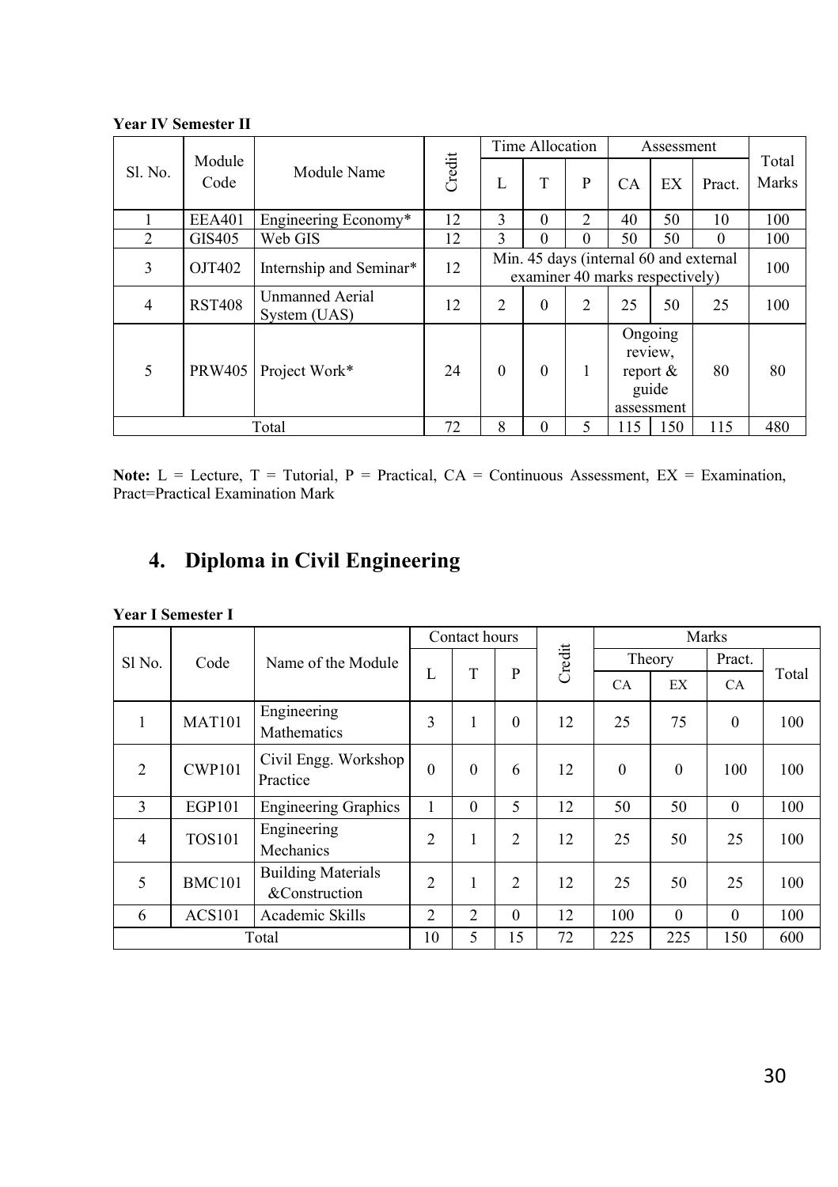**Year IV Semester II**

| Sl. No. | Module Code | Module Name | Credit | Time Allocation | | | Assessment | | | Total Marks |
|---|---|---|---|---|---|---|---|---|---|---|
| | | | | L | T | P | CA | EX | Pract. | |
| 1 | EEA401 | Engineering Economy* | 12 | 3 | 0 | 2 | 40 | 50 | 10 | 100 |
| 2 | GIS405 | Web GIS | 12 | 3 | 0 | 0 | 50 | 50 | 0 | 100 |
| 3 | OJT402 | Internship and Seminar* | 12 | Min. 45 days (internal 60 and external examiner 40 marks respectively) | | | | | | 100 |
| 4 | RST408 | Unmanned Aerial System (UAS) | 12 | 2 | 0 | 2 | 25 | 50 | 25 | 100 |
| 5 | PRW405 | Project Work* | 24 | 0 | 0 | 1 | Ongoing review, report & guide assessment | | 80 | 80 |
| Total | | | 72 | 8 | 0 | 5 | 115 | 150 | 115 | 480 |

**Note:** L = Lecture, T = Tutorial, P = Practical, CA = Continuous Assessment, EX = Examination, Pract=Practical Examination Mark

## 4. Diploma in Civil Engineering

**Year I Semester I**

| Sl No. | Code | Name of the Module | Contact hours | | | Credit | Marks | | | |
|---|---|---|---|---|---|---|---|---|---|---|
| | | | L | T | P | | Theory | | Pract. | Total |
| | | | | | | | CA | EX | CA | |
| 1 | MAT101 | Engineering Mathematics | 3 | 1 | 0 | 12 | 25 | 75 | 0 | 100 |
| 2 | CWP101 | Civil Engg. Workshop Practice | 0 | 0 | 6 | 12 | 0 | 0 | 100 | 100 |
| 3 | EGP101 | Engineering Graphics | 1 | 0 | 5 | 12 | 50 | 50 | 0 | 100 |
| 4 | TOS101 | Engineering Mechanics | 2 | 1 | 2 | 12 | 25 | 50 | 25 | 100 |
| 5 | BMC101 | Building Materials &Construction | 2 | 1 | 2 | 12 | 25 | 50 | 25 | 100 |
| 6 | ACS101 | Academic Skills | 2 | 2 | 0 | 12 | 100 | 0 | 0 | 100 |
| Total | | | 10 | 5 | 15 | 72 | 225 | 225 | 150 | 600 |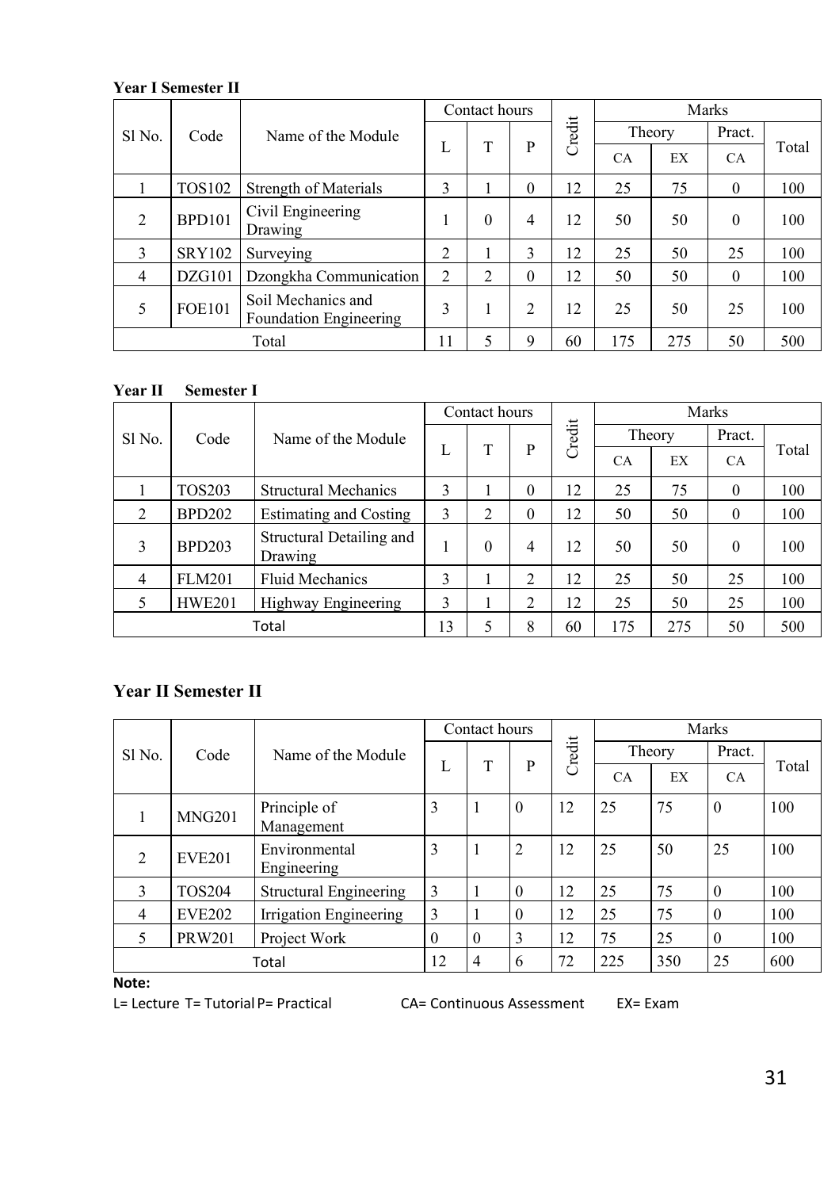**Year I Semester II**

| Sl No. | Code | Name of the Module | Contact hours | | | Credit | Marks | | | |
|---|---|---|---|---|---|---|---|---|---|---|
| | | | L | T | P | | Theory | | Pract. | Total |
| | | | | | | | CA | EX | CA | |
| 1 | TOS102 | Strength of Materials | 3 | 1 | 0 | 12 | 25 | 75 | 0 | 100 |
| 2 | BPD101 | Civil Engineering Drawing | 1 | 0 | 4 | 12 | 50 | 50 | 0 | 100 |
| 3 | SRY102 | Surveying | 2 | 1 | 3 | 12 | 25 | 50 | 25 | 100 |
| 4 | DZG101 | Dzongkha Communication | 2 | 2 | 0 | 12 | 50 | 50 | 0 | 100 |
| 5 | FOE101 | Soil Mechanics and Foundation Engineering | 3 | 1 | 2 | 12 | 25 | 50 | 25 | 100 |
| Total | | | 11 | 5 | 9 | 60 | 175 | 275 | 50 | 500 |

**Year II Semester I**

| Sl No. | Code | Name of the Module | Contact hours | | | Credit | Marks | | | |
|---|---|---|---|---|---|---|---|---|---|---|
| | | | L | T | P | | Theory | | Pract. | Total |
| | | | | | | | CA | EX | CA | |
| 1 | TOS203 | Structural Mechanics | 3 | 1 | 0 | 12 | 25 | 75 | 0 | 100 |
| 2 | BPD202 | Estimating and Costing | 3 | 2 | 0 | 12 | 50 | 50 | 0 | 100 |
| 3 | BPD203 | Structural Detailing and Drawing | 1 | 0 | 4 | 12 | 50 | 50 | 0 | 100 |
| 4 | FLM201 | Fluid Mechanics | 3 | 1 | 2 | 12 | 25 | 50 | 25 | 100 |
| 5 | HWE201 | Highway Engineering | 3 | 1 | 2 | 12 | 25 | 50 | 25 | 100 |
| Total | | | 13 | 5 | 8 | 60 | 175 | 275 | 50 | 500 |

**Year II Semester II**

| Sl No. | Code | Name of the Module | Contact hours | | | Credit | Marks | | | |
|---|---|---|---|---|---|---|---|---|---|---|
| | | | L | T | P | | Theory | | Pract. | Total |
| | | | | | | | CA | EX | CA | |
| 1 | MNG201 | Principle of Management | 3 | 1 | 0 | 12 | 25 | 75 | 0 | 100 |
| 2 | EVE201 | Environmental Engineering | 3 | 1 | 2 | 12 | 25 | 50 | 25 | 100 |
| 3 | TOS204 | Structural Engineering | 3 | 1 | 0 | 12 | 25 | 75 | 0 | 100 |
| 4 | EVE202 | Irrigation Engineering | 3 | 1 | 0 | 12 | 25 | 75 | 0 | 100 |
| 5 | PRW201 | Project Work | 0 | 0 | 3 | 12 | 75 | 25 | 0 | 100 |
| Total | | | 12 | 4 | 6 | 72 | 225 | 350 | 25 | 600 |

**Note:**

L= Lecture T= Tutorial P= Practical CA= Continuous Assessment EX= Exam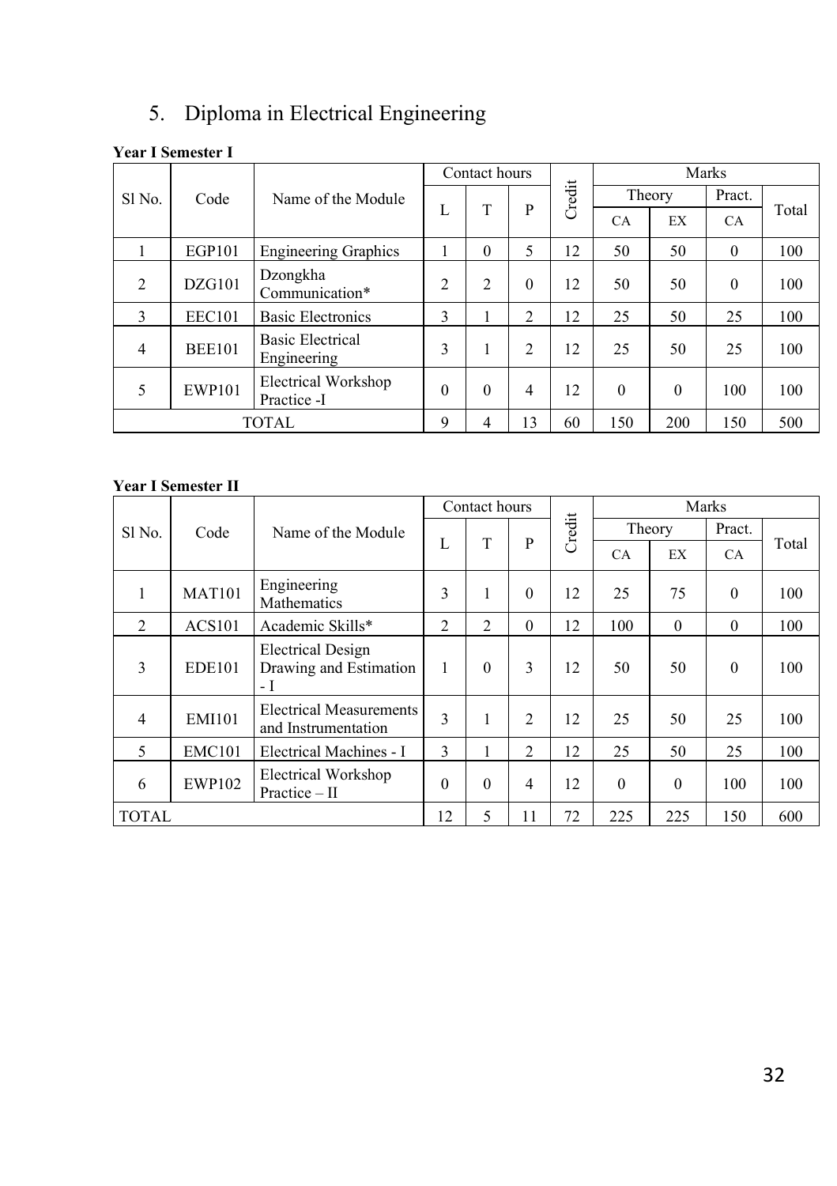## 5. Diploma in Electrical Engineering

**Year I Semester I**

| Sl No. | Code | Name of the Module | Contact hours | | | Credit | Marks | | | |
|---|---|---|---|---|---|---|---|---|---|---|
| | | | L | T | P | | Theory | | Pract. | Total |
| | | | | | | | CA | EX | CA | |
| 1 | EGP101 | Engineering Graphics | 1 | 0 | 5 | 12 | 50 | 50 | 0 | 100 |
| 2 | DZG101 | Dzongkha Communication* | 2 | 2 | 0 | 12 | 50 | 50 | 0 | 100 |
| 3 | EEC101 | Basic Electronics | 3 | 1 | 2 | 12 | 25 | 50 | 25 | 100 |
| 4 | BEE101 | Basic Electrical Engineering | 3 | 1 | 2 | 12 | 25 | 50 | 25 | 100 |
| 5 | EWP101 | Electrical Workshop Practice -I | 0 | 0 | 4 | 12 | 0 | 0 | 100 | 100 |
| TOTAL | | | 9 | 4 | 13 | 60 | 150 | 200 | 150 | 500 |

**Year I Semester II**

| Sl No. | Code | Name of the Module | Contact hours | | | Credit | Marks | | | |
|---|---|---|---|---|---|---|---|---|---|---|
| | | | L | T | P | | Theory | | Pract. | Total |
| | | | | | | | CA | EX | CA | |
| 1 | MAT101 | Engineering Mathematics | 3 | 1 | 0 | 12 | 25 | 75 | 0 | 100 |
| 2 | ACS101 | Academic Skills* | 2 | 2 | 0 | 12 | 100 | 0 | 0 | 100 |
| 3 | EDE101 | Electrical Design Drawing and Estimation - I | 1 | 0 | 3 | 12 | 50 | 50 | 0 | 100 |
| 4 | EMI101 | Electrical Measurements and Instrumentation | 3 | 1 | 2 | 12 | 25 | 50 | 25 | 100 |
| 5 | EMC101 | Electrical Machines - I | 3 | 1 | 2 | 12 | 25 | 50 | 25 | 100 |
| 6 | EWP102 | Electrical Workshop Practice – II | 0 | 0 | 4 | 12 | 0 | 0 | 100 | 100 |
| TOTAL | | | 12 | 5 | 11 | 72 | 225 | 225 | 150 | 600 |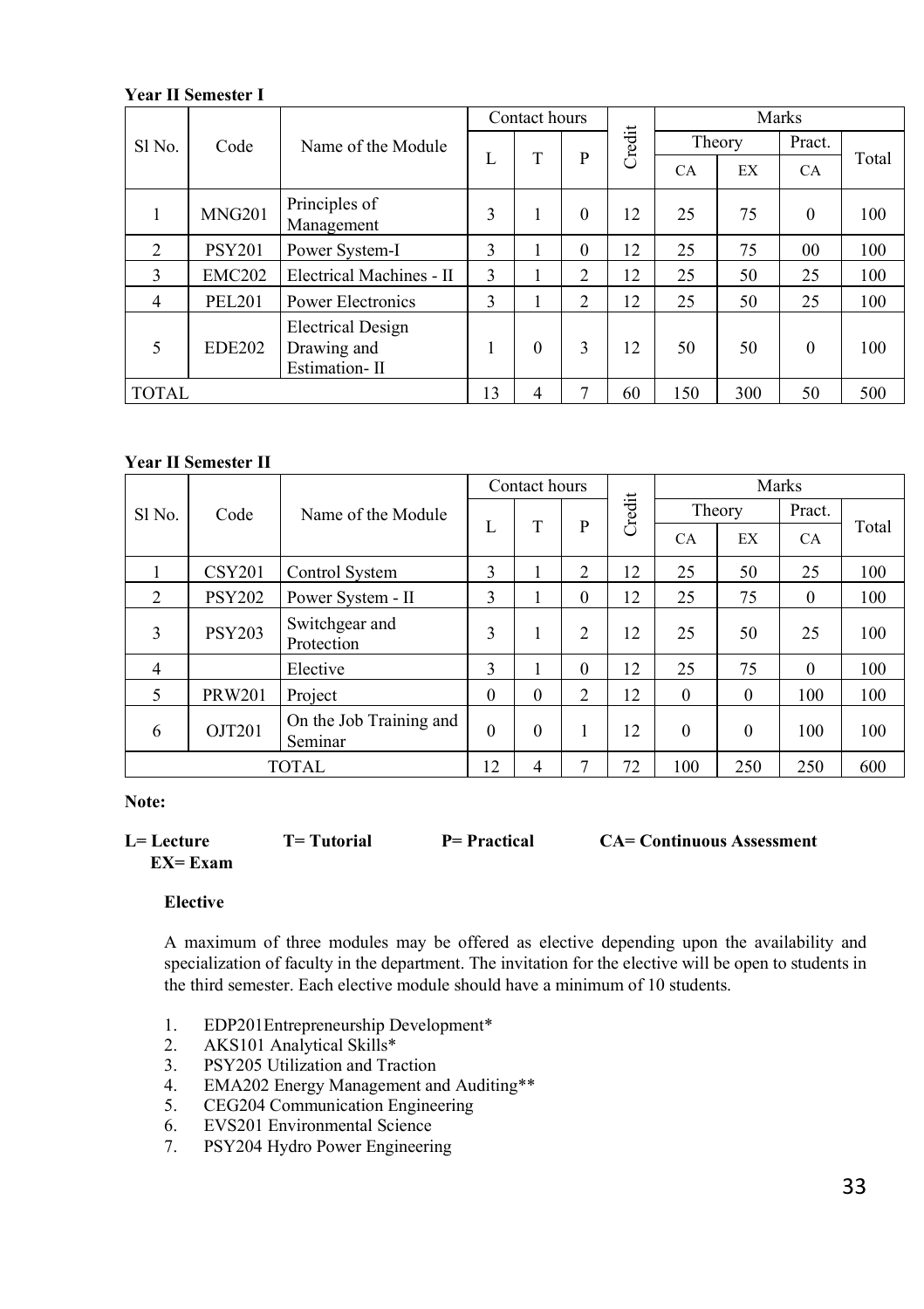**Year II Semester I**

| Sl No. | Code | Name of the Module | Contact hours | | | Credit | Marks | | | |
|---|---|---|---|---|---|---|---|---|---|---|
| | | | L | T | P | | Theory | | Pract. | Total |
| | | | | | | | CA | EX | CA | |
| 1 | MNG201 | Principles of Management | 3 | 1 | 0 | 12 | 25 | 75 | 0 | 100 |
| 2 | PSY201 | Power System-I | 3 | 1 | 0 | 12 | 25 | 75 | 00 | 100 |
| 3 | EMC202 | Electrical Machines - II | 3 | 1 | 2 | 12 | 25 | 50 | 25 | 100 |
| 4 | PEL201 | Power Electronics | 3 | 1 | 2 | 12 | 25 | 50 | 25 | 100 |
| 5 | EDE202 | Electrical Design Drawing and Estimation- II | 1 | 0 | 3 | 12 | 50 | 50 | 0 | 100 |
| TOTAL | | | 13 | 4 | 7 | 60 | 150 | 300 | 50 | 500 |

**Year II Semester II**

| Sl No. | Code | Name of the Module | Contact hours | | | Credit | Marks | | | |
|---|---|---|---|---|---|---|---|---|---|---|
| | | | L | T | P | | Theory | | Pract. | Total |
| | | | | | | | CA | EX | CA | |
| 1 | CSY201 | Control System | 3 | 1 | 2 | 12 | 25 | 50 | 25 | 100 |
| 2 | PSY202 | Power System - II | 3 | 1 | 0 | 12 | 25 | 75 | 0 | 100 |
| 3 | PSY203 | Switchgear and Protection | 3 | 1 | 2 | 12 | 25 | 50 | 25 | 100 |
| 4 | | Elective | 3 | 1 | 0 | 12 | 25 | 75 | 0 | 100 |
| 5 | PRW201 | Project | 0 | 0 | 2 | 12 | 0 | 0 | 100 | 100 |
| 6 | OJT201 | On the Job Training and Seminar | 0 | 0 | 1 | 12 | 0 | 0 | 100 | 100 |
| TOTAL | | | 12 | 4 | 7 | 72 | 100 | 250 | 250 | 600 |

**Note:**

**L= Lecture T= Tutorial P= Practical CA= Continuous Assessment EX= Exam**

**Elective**

A maximum of three modules may be offered as elective depending upon the availability and specialization of faculty in the department. The invitation for the elective will be open to students in the third semester. Each elective module should have a minimum of 10 students.

1. EDP201Entrepreneurship Development*
2. AKS101 Analytical Skills*
3. PSY205 Utilization and Traction
4. EMA202 Energy Management and Auditing**
5. CEG204 Communication Engineering
6. EVS201 Environmental Science
7. PSY204 Hydro Power Engineering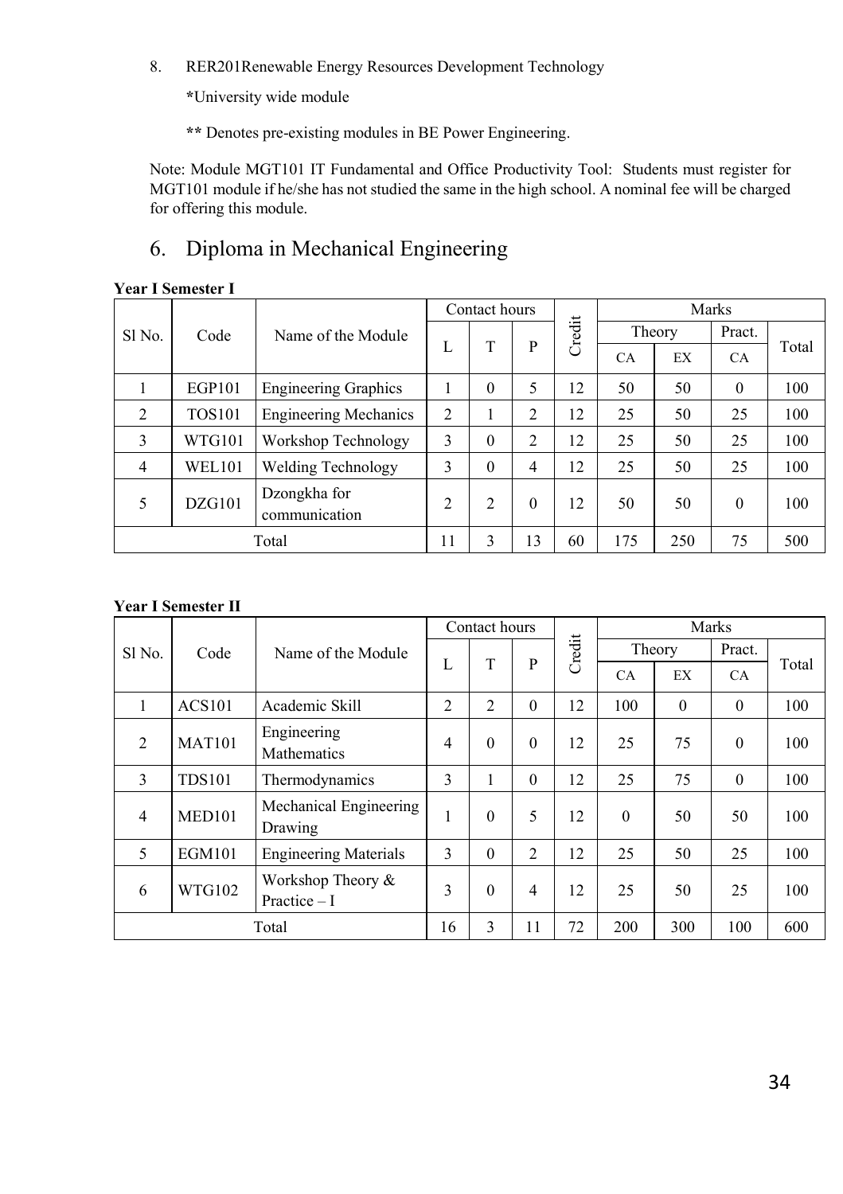8. RER201Renewable Energy Resources Development Technology

   *University wide module

   ** Denotes pre-existing modules in BE Power Engineering.

Note: Module MGT101 IT Fundamental and Office Productivity Tool: Students must register for MGT101 module if he/she has not studied the same in the high school. A nominal fee will be charged for offering this module.

## 6. Diploma in Mechanical Engineering

**Year I Semester I**

| Sl No. | Code | Name of the Module | Contact hours | | | Credit | Marks | | | |
|---|---|---|---|---|---|---|---|---|---|---|
| | | | L | T | P | | Theory | | Pract. | Total |
| | | | | | | | CA | EX | CA | |
| 1 | EGP101 | Engineering Graphics | 1 | 0 | 5 | 12 | 50 | 50 | 0 | 100 |
| 2 | TOS101 | Engineering Mechanics | 2 | 1 | 2 | 12 | 25 | 50 | 25 | 100 |
| 3 | WTG101 | Workshop Technology | 3 | 0 | 2 | 12 | 25 | 50 | 25 | 100 |
| 4 | WEL101 | Welding Technology | 3 | 0 | 4 | 12 | 25 | 50 | 25 | 100 |
| 5 | DZG101 | Dzongkha for communication | 2 | 2 | 0 | 12 | 50 | 50 | 0 | 100 |
| Total | | | 11 | 3 | 13 | 60 | 175 | 250 | 75 | 500 |

**Year I Semester II**

| Sl No. | Code | Name of the Module | Contact hours | | | Credit | Marks | | | |
|---|---|---|---|---|---|---|---|---|---|---|
| | | | L | T | P | | Theory | | Pract. | Total |
| | | | | | | | CA | EX | CA | |
| 1 | ACS101 | Academic Skill | 2 | 2 | 0 | 12 | 100 | 0 | 0 | 100 |
| 2 | MAT101 | Engineering Mathematics | 4 | 0 | 0 | 12 | 25 | 75 | 0 | 100 |
| 3 | TDS101 | Thermodynamics | 3 | 1 | 0 | 12 | 25 | 75 | 0 | 100 |
| 4 | MED101 | Mechanical Engineering Drawing | 1 | 0 | 5 | 12 | 0 | 50 | 50 | 100 |
| 5 | EGM101 | Engineering Materials | 3 | 0 | 2 | 12 | 25 | 50 | 25 | 100 |
| 6 | WTG102 | Workshop Theory & Practice – I | 3 | 0 | 4 | 12 | 25 | 50 | 25 | 100 |
| Total | | | 16 | 3 | 11 | 72 | 200 | 300 | 100 | 600 |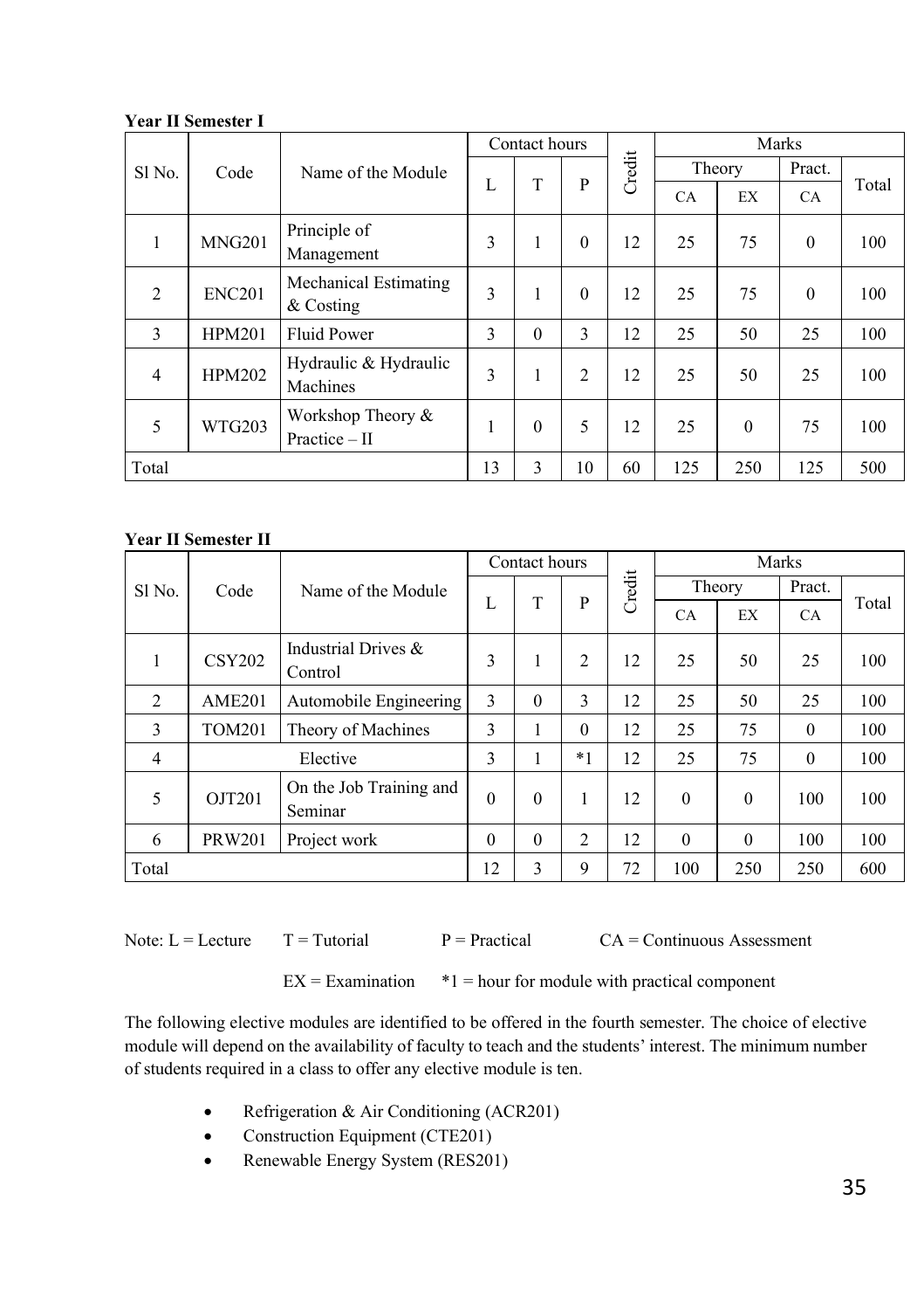**Year II Semester I**

| Sl No. | Code | Name of the Module | Contact hours | | | Credit | Marks | | | |
|---|---|---|---|---|---|---|---|---|---|---|
| | | | L | T | P | | Theory | | Pract. | Total |
| | | | | | | | CA | EX | CA | |
| 1 | MNG201 | Principle of Management | 3 | 1 | 0 | 12 | 25 | 75 | 0 | 100 |
| 2 | ENC201 | Mechanical Estimating & Costing | 3 | 1 | 0 | 12 | 25 | 75 | 0 | 100 |
| 3 | HPM201 | Fluid Power | 3 | 0 | 3 | 12 | 25 | 50 | 25 | 100 |
| 4 | HPM202 | Hydraulic & Hydraulic Machines | 3 | 1 | 2 | 12 | 25 | 50 | 25 | 100 |
| 5 | WTG203 | Workshop Theory & Practice – II | 1 | 0 | 5 | 12 | 25 | 0 | 75 | 100 |
| Total | | | 13 | 3 | 10 | 60 | 125 | 250 | 125 | 500 |

**Year II Semester II**

| Sl No. | Code | Name of the Module | Contact hours | | | Credit | Marks | | | |
|---|---|---|---|---|---|---|---|---|---|---|
| | | | L | T | P | | Theory | | Pract. | Total |
| | | | | | | | CA | EX | CA | |
| 1 | CSY202 | Industrial Drives & Control | 3 | 1 | 2 | 12 | 25 | 50 | 25 | 100 |
| 2 | AME201 | Automobile Engineering | 3 | 0 | 3 | 12 | 25 | 50 | 25 | 100 |
| 3 | TOM201 | Theory of Machines | 3 | 1 | 0 | 12 | 25 | 75 | 0 | 100 |
| 4 | Elective | | 3 | 1 | *1 | 12 | 25 | 75 | 0 | 100 |
| 5 | OJT201 | On the Job Training and Seminar | 0 | 0 | 1 | 12 | 0 | 0 | 100 | 100 |
| 6 | PRW201 | Project work | 0 | 0 | 2 | 12 | 0 | 0 | 100 | 100 |
| Total | | | 12 | 3 | 9 | 72 | 100 | 250 | 250 | 600 |

Note: L = Lecture T = Tutorial P = Practical CA = Continuous Assessment

EX = Examination *1 = hour for module with practical component

The following elective modules are identified to be offered in the fourth semester. The choice of elective module will depend on the availability of faculty to teach and the students' interest. The minimum number of students required in a class to offer any elective module is ten.

- Refrigeration & Air Conditioning (ACR201)
- Construction Equipment (CTE201)
- Renewable Energy System (RES201)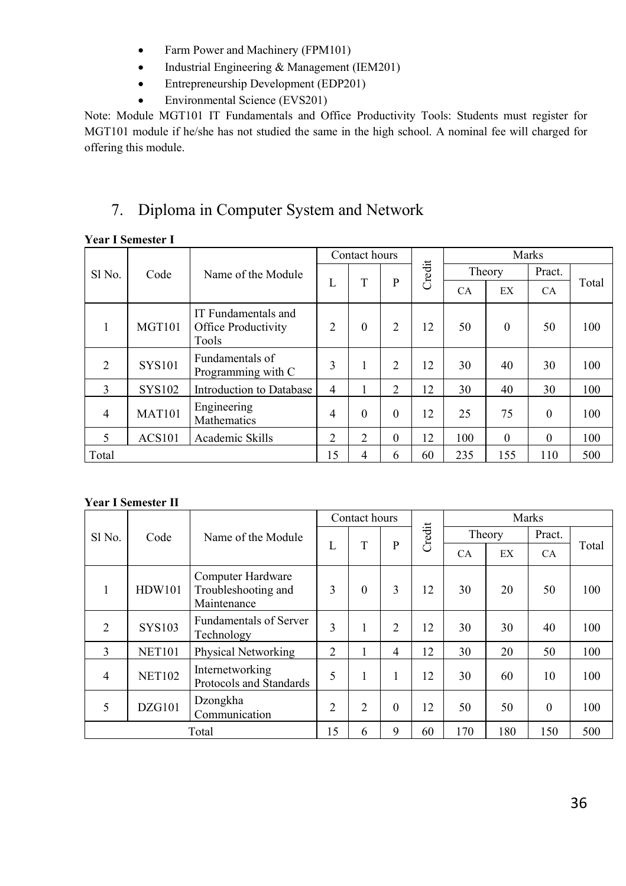- Farm Power and Machinery (FPM101)
- Industrial Engineering & Management (IEM201)
- Entrepreneurship Development (EDP201)
- Environmental Science (EVS201)

Note: Module MGT101 IT Fundamentals and Office Productivity Tools: Students must register for MGT101 module if he/she has not studied the same in the high school. A nominal fee will charged for offering this module.

## 7. Diploma in Computer System and Network

**Year I Semester I**

| Sl No. | Code | Name of the Module | Contact hours | | | Credit | Marks | | | |
|---|---|---|---|---|---|---|---|---|---|---|
| | | | L | T | P | | Theory | | Pract. | Total |
| | | | | | | | CA | EX | CA | |
| 1 | MGT101 | IT Fundamentals and Office Productivity Tools | 2 | 0 | 2 | 12 | 50 | 0 | 50 | 100 |
| 2 | SYS101 | Fundamentals of Programming with C | 3 | 1 | 2 | 12 | 30 | 40 | 30 | 100 |
| 3 | SYS102 | Introduction to Database | 4 | 1 | 2 | 12 | 30 | 40 | 30 | 100 |
| 4 | MAT101 | Engineering Mathematics | 4 | 0 | 0 | 12 | 25 | 75 | 0 | 100 |
| 5 | ACS101 | Academic Skills | 2 | 2 | 0 | 12 | 100 | 0 | 0 | 100 |
| Total | | | 15 | 4 | 6 | 60 | 235 | 155 | 110 | 500 |

**Year I Semester II**

| Sl No. | Code | Name of the Module | Contact hours | | | Credit | Marks | | | |
|---|---|---|---|---|---|---|---|---|---|---|
| | | | L | T | P | | Theory | | Pract. | Total |
| | | | | | | | CA | EX | CA | |
| 1 | HDW101 | Computer Hardware Troubleshooting and Maintenance | 3 | 0 | 3 | 12 | 30 | 20 | 50 | 100 |
| 2 | SYS103 | Fundamentals of Server Technology | 3 | 1 | 2 | 12 | 30 | 30 | 40 | 100 |
| 3 | NET101 | Physical Networking | 2 | 1 | 4 | 12 | 30 | 20 | 50 | 100 |
| 4 | NET102 | Internetworking Protocols and Standards | 5 | 1 | 1 | 12 | 30 | 60 | 10 | 100 |
| 5 | DZG101 | Dzongkha Communication | 2 | 2 | 0 | 12 | 50 | 50 | 0 | 100 |
| Total | | | 15 | 6 | 9 | 60 | 170 | 180 | 150 | 500 |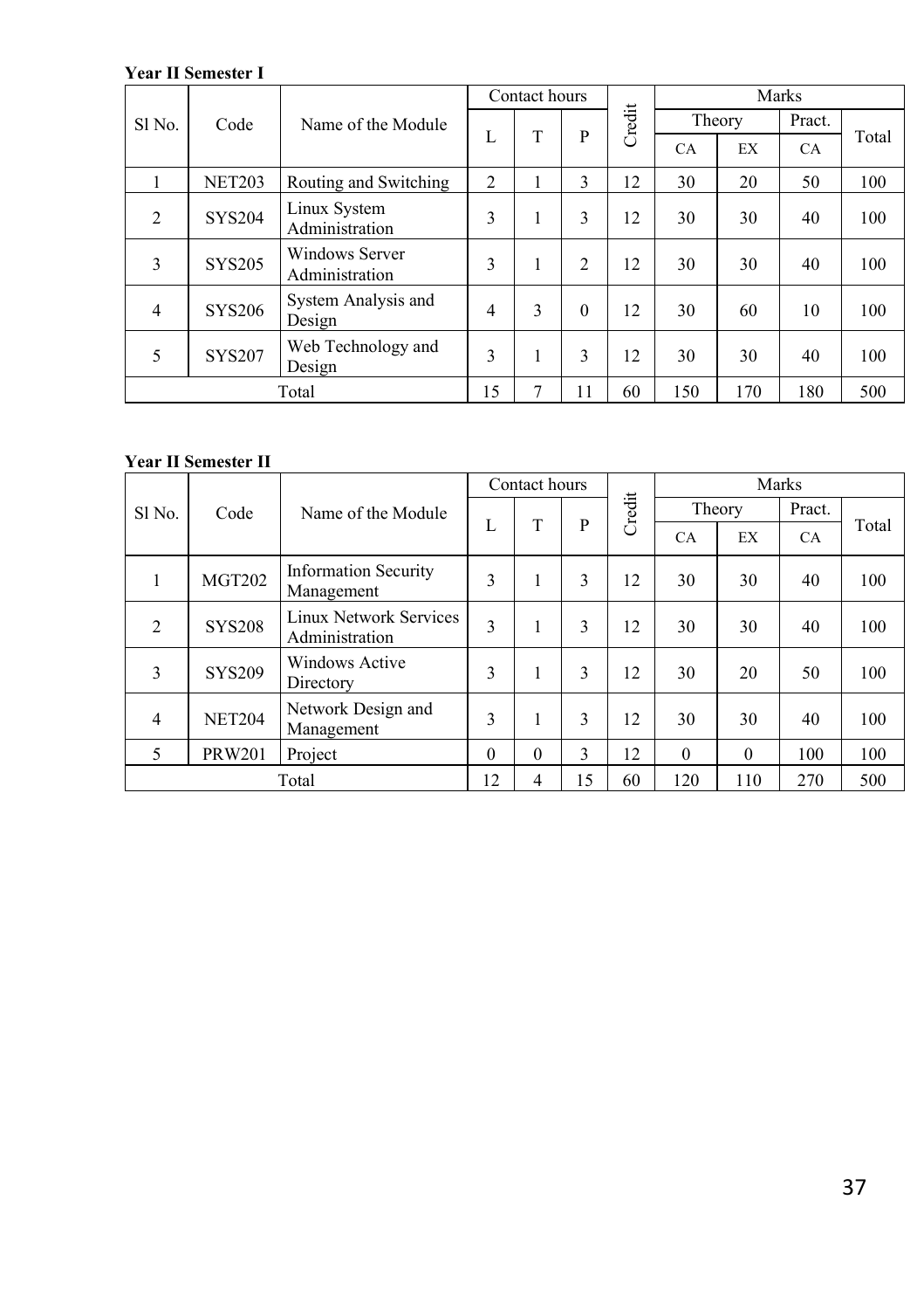**Year II Semester I**

| Sl No. | Code | Name of the Module | Contact hours | | | Credit | Marks | | | |
|---|---|---|---|---|---|---|---|---|---|---|
| | | | L | T | P | | Theory | | Pract. | Total |
| | | | | | | | CA | EX | CA | |
| 1 | NET203 | Routing and Switching | 2 | 1 | 3 | 12 | 30 | 20 | 50 | 100 |
| 2 | SYS204 | Linux System Administration | 3 | 1 | 3 | 12 | 30 | 30 | 40 | 100 |
| 3 | SYS205 | Windows Server Administration | 3 | 1 | 2 | 12 | 30 | 30 | 40 | 100 |
| 4 | SYS206 | System Analysis and Design | 4 | 3 | 0 | 12 | 30 | 60 | 10 | 100 |
| 5 | SYS207 | Web Technology and Design | 3 | 1 | 3 | 12 | 30 | 30 | 40 | 100 |
| Total | | | 15 | 7 | 11 | 60 | 150 | 170 | 180 | 500 |

**Year II Semester II**

| Sl No. | Code | Name of the Module | Contact hours | | | Credit | Marks | | | |
|---|---|---|---|---|---|---|---|---|---|---|
| | | | L | T | P | | Theory | | Pract. | Total |
| | | | | | | | CA | EX | CA | |
| 1 | MGT202 | Information Security Management | 3 | 1 | 3 | 12 | 30 | 30 | 40 | 100 |
| 2 | SYS208 | Linux Network Services Administration | 3 | 1 | 3 | 12 | 30 | 30 | 40 | 100 |
| 3 | SYS209 | Windows Active Directory | 3 | 1 | 3 | 12 | 30 | 20 | 50 | 100 |
| 4 | NET204 | Network Design and Management | 3 | 1 | 3 | 12 | 30 | 30 | 40 | 100 |
| 5 | PRW201 | Project | 0 | 0 | 3 | 12 | 0 | 0 | 100 | 100 |
| Total | | | 12 | 4 | 15 | 60 | 120 | 110 | 270 | 500 |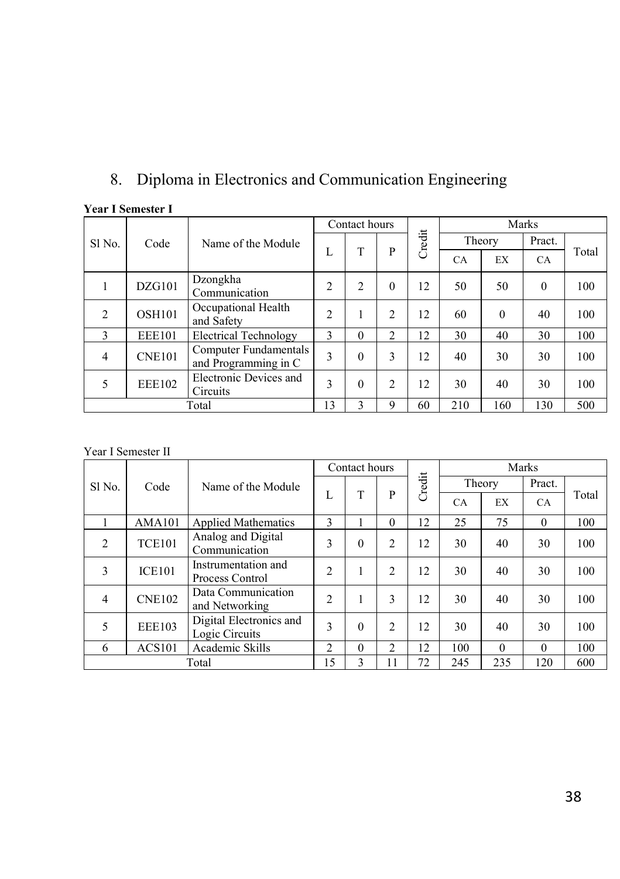## 8. Diploma in Electronics and Communication Engineering

**Year I Semester I**

| Sl No. | Code | Name of the Module | Contact hours | | | Credit | Marks | | | |
|---|---|---|---|---|---|---|---|---|---|---|
| | | | L | T | P | | Theory | | Pract. | Total |
| | | | | | | | CA | EX | CA | |
| 1 | DZG101 | Dzongkha Communication | 2 | 2 | 0 | 12 | 50 | 50 | 0 | 100 |
| 2 | OSH101 | Occupational Health and Safety | 2 | 1 | 2 | 12 | 60 | 0 | 40 | 100 |
| 3 | EEE101 | Electrical Technology | 3 | 0 | 2 | 12 | 30 | 40 | 30 | 100 |
| 4 | CNE101 | Computer Fundamentals and Programming in C | 3 | 0 | 3 | 12 | 40 | 30 | 30 | 100 |
| 5 | EEE102 | Electronic Devices and Circuits | 3 | 0 | 2 | 12 | 30 | 40 | 30 | 100 |
| Total | | | 13 | 3 | 9 | 60 | 210 | 160 | 130 | 500 |

Year I Semester II

| Sl No. | Code | Name of the Module | Contact hours | | | Credit | Marks | | | |
|---|---|---|---|---|---|---|---|---|---|---|
| | | | L | T | P | | Theory | | Pract. | Total |
| | | | | | | | CA | EX | CA | |
| 1 | AMA101 | Applied Mathematics | 3 | 1 | 0 | 12 | 25 | 75 | 0 | 100 |
| 2 | TCE101 | Analog and Digital Communication | 3 | 0 | 2 | 12 | 30 | 40 | 30 | 100 |
| 3 | ICE101 | Instrumentation and Process Control | 2 | 1 | 2 | 12 | 30 | 40 | 30 | 100 |
| 4 | CNE102 | Data Communication and Networking | 2 | 1 | 3 | 12 | 30 | 40 | 30 | 100 |
| 5 | EEE103 | Digital Electronics and Logic Circuits | 3 | 0 | 2 | 12 | 30 | 40 | 30 | 100 |
| 6 | ACS101 | Academic Skills | 2 | 0 | 2 | 12 | 100 | 0 | 0 | 100 |
| Total | | | 15 | 3 | 11 | 72 | 245 | 235 | 120 | 600 |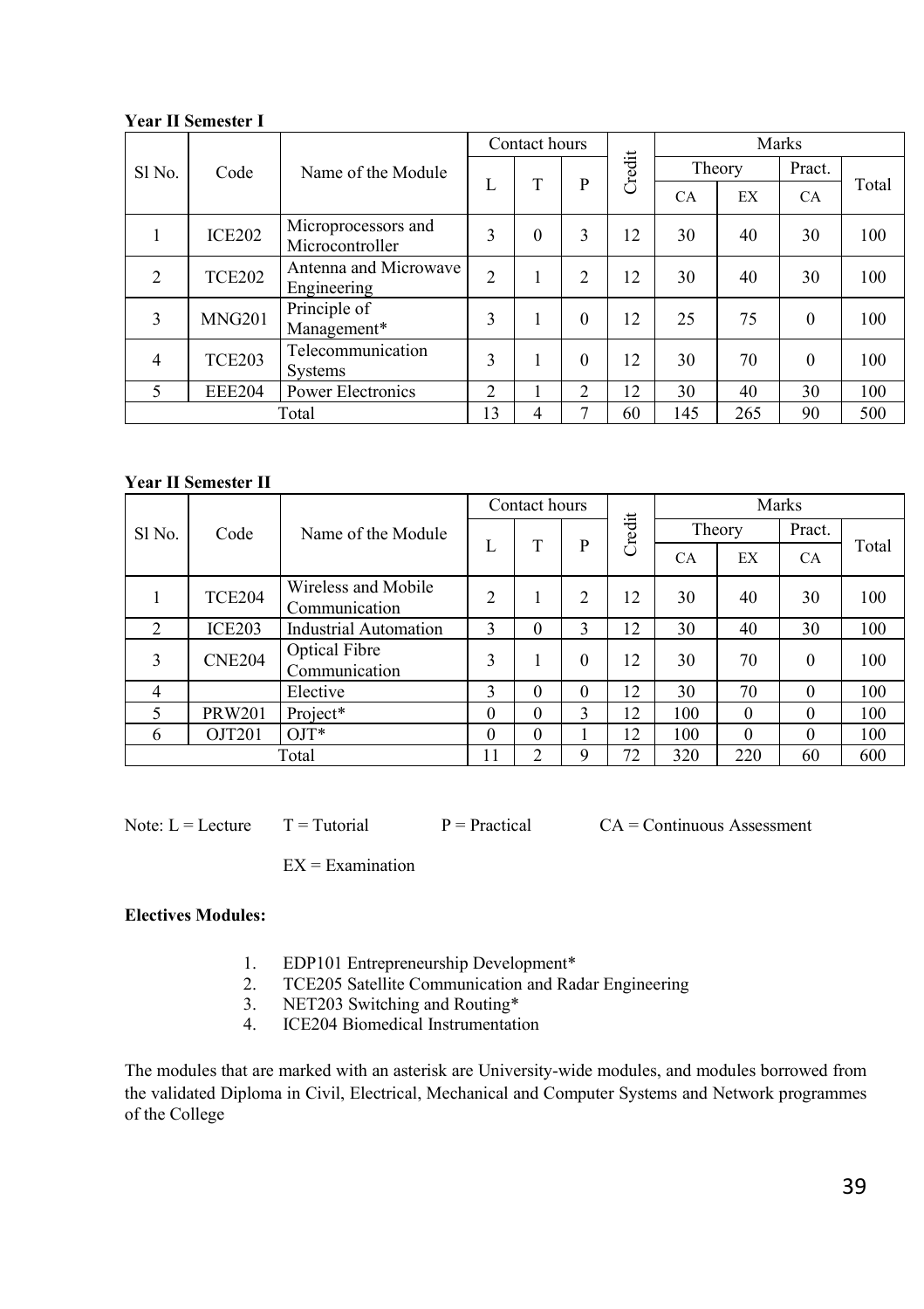**Year II Semester I**

| Sl No. | Code | Name of the Module | Contact hours | | | Credit | Marks | | | |
|---|---|---|---|---|---|---|---|---|---|---|
| | | | L | T | P | | Theory | | Pract. | Total |
| | | | | | | | CA | EX | CA | |
| 1 | ICE202 | Microprocessors and Microcontroller | 3 | 0 | 3 | 12 | 30 | 40 | 30 | 100 |
| 2 | TCE202 | Antenna and Microwave Engineering | 2 | 1 | 2 | 12 | 30 | 40 | 30 | 100 |
| 3 | MNG201 | Principle of Management* | 3 | 1 | 0 | 12 | 25 | 75 | 0 | 100 |
| 4 | TCE203 | Telecommunication Systems | 3 | 1 | 0 | 12 | 30 | 70 | 0 | 100 |
| 5 | EEE204 | Power Electronics | 2 | 1 | 2 | 12 | 30 | 40 | 30 | 100 |
| Total | | | 13 | 4 | 7 | 60 | 145 | 265 | 90 | 500 |

**Year II Semester II**

| Sl No. | Code | Name of the Module | Contact hours | | | Credit | Marks | | | |
|---|---|---|---|---|---|---|---|---|---|---|
| | | | L | T | P | | Theory | | Pract. | Total |
| | | | | | | | CA | EX | CA | |
| 1 | TCE204 | Wireless and Mobile Communication | 2 | 1 | 2 | 12 | 30 | 40 | 30 | 100 |
| 2 | ICE203 | Industrial Automation | 3 | 0 | 3 | 12 | 30 | 40 | 30 | 100 |
| 3 | CNE204 | Optical Fibre Communication | 3 | 1 | 0 | 12 | 30 | 70 | 0 | 100 |
| 4 | | Elective | 3 | 0 | 0 | 12 | 30 | 70 | 0 | 100 |
| 5 | PRW201 | Project* | 0 | 0 | 3 | 12 | 100 | 0 | 0 | 100 |
| 6 | OJT201 | OJT* | 0 | 0 | 1 | 12 | 100 | 0 | 0 | 100 |
| Total | | | 11 | 2 | 9 | 72 | 320 | 220 | 60 | 600 |

Note: L = Lecture T = Tutorial P = Practical CA = Continuous Assessment

EX = Examination

**Electives Modules:**

1. EDP101 Entrepreneurship Development*
2. TCE205 Satellite Communication and Radar Engineering
3. NET203 Switching and Routing*
4. ICE204 Biomedical Instrumentation

The modules that are marked with an asterisk are University-wide modules, and modules borrowed from the validated Diploma in Civil, Electrical, Mechanical and Computer Systems and Network programmes of the College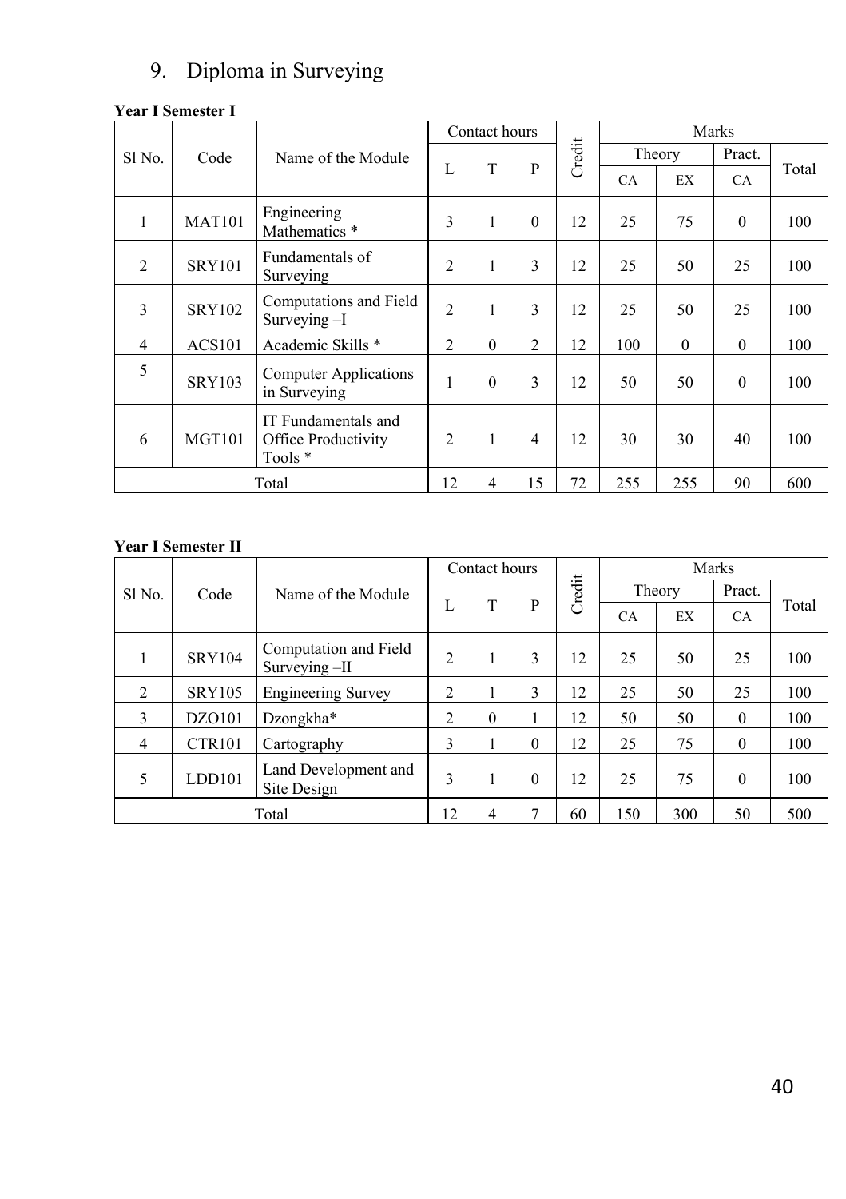## 9. Diploma in Surveying

**Year I Semester I**

| Sl No. | Code | Name of the Module | Contact hours | | | Credit | Marks | | | |
|---|---|---|---|---|---|---|---|---|---|---|
| | | | L | T | P | | Theory | | Pract. | Total |
| | | | | | | | CA | EX | CA | |
| 1 | MAT101 | Engineering Mathematics * | 3 | 1 | 0 | 12 | 25 | 75 | 0 | 100 |
| 2 | SRY101 | Fundamentals of Surveying | 2 | 1 | 3 | 12 | 25 | 50 | 25 | 100 |
| 3 | SRY102 | Computations and Field Surveying –I | 2 | 1 | 3 | 12 | 25 | 50 | 25 | 100 |
| 4 | ACS101 | Academic Skills * | 2 | 0 | 2 | 12 | 100 | 0 | 0 | 100 |
| 5 | SRY103 | Computer Applications in Surveying | 1 | 0 | 3 | 12 | 50 | 50 | 0 | 100 |
| 6 | MGT101 | IT Fundamentals and Office Productivity Tools * | 2 | 1 | 4 | 12 | 30 | 30 | 40 | 100 |
| Total | | | 12 | 4 | 15 | 72 | 255 | 255 | 90 | 600 |

**Year I Semester II**

| Sl No. | Code | Name of the Module | Contact hours | | | Credit | Marks | | | |
|---|---|---|---|---|---|---|---|---|---|---|
| | | | L | T | P | | Theory | | Pract. | Total |
| | | | | | | | CA | EX | CA | |
| 1 | SRY104 | Computation and Field Surveying –II | 2 | 1 | 3 | 12 | 25 | 50 | 25 | 100 |
| 2 | SRY105 | Engineering Survey | 2 | 1 | 3 | 12 | 25 | 50 | 25 | 100 |
| 3 | DZO101 | Dzongkha* | 2 | 0 | 1 | 12 | 50 | 50 | 0 | 100 |
| 4 | CTR101 | Cartography | 3 | 1 | 0 | 12 | 25 | 75 | 0 | 100 |
| 5 | LDD101 | Land Development and Site Design | 3 | 1 | 0 | 12 | 25 | 75 | 0 | 100 |
| Total | | | 12 | 4 | 7 | 60 | 150 | 300 | 50 | 500 |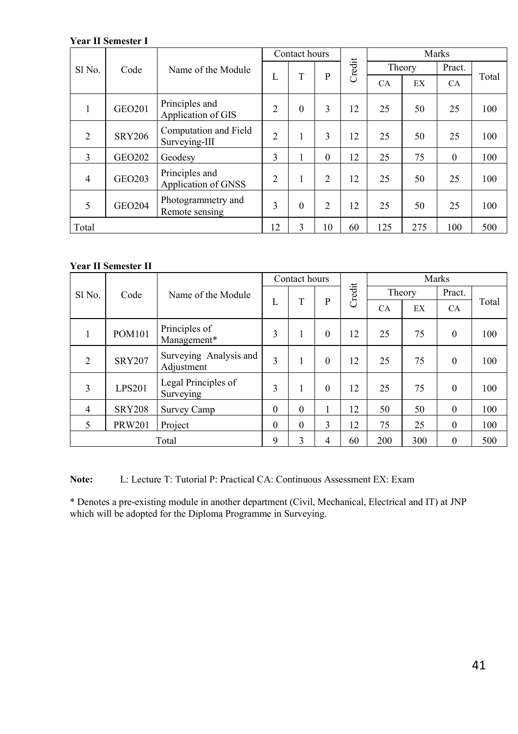**Year II Semester I**

| Sl No. | Code | Name of the Module | Contact hours | | | Credit | Marks | | | |
|---|---|---|---|---|---|---|---|---|---|---|
| | | | L | T | P | | Theory | | Pract. | Total |
| | | | | | | | CA | EX | CA | |
| 1 | GEO201 | Principles and Application of GIS | 2 | 0 | 3 | 12 | 25 | 50 | 25 | 100 |
| 2 | SRY206 | Computation and Field Surveying-III | 2 | 1 | 3 | 12 | 25 | 50 | 25 | 100 |
| 3 | GEO202 | Geodesy | 3 | 1 | 0 | 12 | 25 | 75 | 0 | 100 |
| 4 | GEO203 | Principles and Application of GNSS | 2 | 1 | 2 | 12 | 25 | 50 | 25 | 100 |
| 5 | GEO204 | Photogrammetry and Remote sensing | 3 | 0 | 2 | 12 | 25 | 50 | 25 | 100 |
| Total | | | 12 | 3 | 10 | 60 | 125 | 275 | 100 | 500 |

**Year II Semester II**

| Sl No. | Code | Name of the Module | Contact hours | | | Credit | Marks | | | |
|---|---|---|---|---|---|---|---|---|---|---|
| | | | L | T | P | | Theory | | Pract. | Total |
| | | | | | | | CA | EX | CA | |
| 1 | POM101 | Principles of Management* | 3 | 1 | 0 | 12 | 25 | 75 | 0 | 100 |
| 2 | SRY207 | Surveying Analysis and Adjustment | 3 | 1 | 0 | 12 | 25 | 75 | 0 | 100 |
| 3 | LPS201 | Legal Principles of Surveying | 3 | 1 | 0 | 12 | 25 | 75 | 0 | 100 |
| 4 | SRY208 | Survey Camp | 0 | 0 | 1 | 12 | 50 | 50 | 0 | 100 |
| 5 | PRW201 | Project | 0 | 0 | 3 | 12 | 75 | 25 | 0 | 100 |
| Total | | | 9 | 3 | 4 | 60 | 200 | 300 | 0 | 500 |

**Note:** L: Lecture T: Tutorial P: Practical CA: Continuous Assessment EX: Exam

* Denotes a pre-existing module in another department (Civil, Mechanical, Electrical and IT) at JNP which will be adopted for the Diploma Programme in Surveying.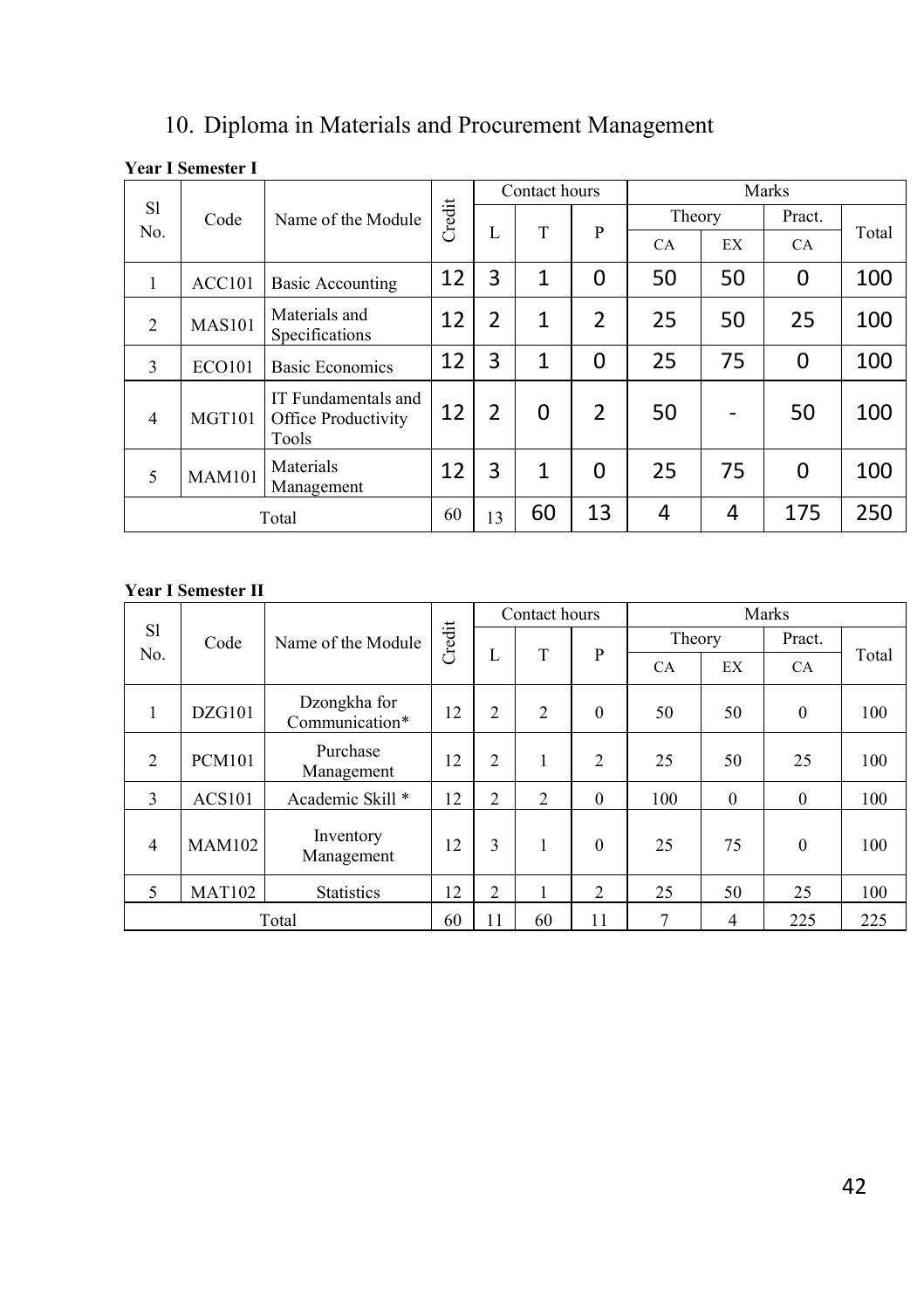## 10. Diploma in Materials and Procurement Management

**Year I Semester I**

| Sl No. | Code | Name of the Module | Credit | Contact hours | | | Marks | | | |
|---|---|---|---|---|---|---|---|---|---|---|
| | | | | L | T | P | Theory | | Pract. | Total |
| | | | | | | | CA | EX | CA | |
| 1 | ACC101 | Basic Accounting | 12 | 3 | 1 | 0 | 50 | 50 | 0 | 100 |
| 2 | MAS101 | Materials and Specifications | 12 | 2 | 1 | 2 | 25 | 50 | 25 | 100 |
| 3 | ECO101 | Basic Economics | 12 | 3 | 1 | 0 | 25 | 75 | 0 | 100 |
| 4 | MGT101 | IT Fundamentals and Office Productivity Tools | 12 | 2 | 0 | 2 | 50 | - | 50 | 100 |
| 5 | MAM101 | Materials Management | 12 | 3 | 1 | 0 | 25 | 75 | 0 | 100 |
| Total | | | 60 | 13 | 60 | 13 | 4 | 4 | 175 | 250 |

**Year I Semester II**

| Sl No. | Code | Name of the Module | Credit | Contact hours | | | Marks | | | |
|---|---|---|---|---|---|---|---|---|---|---|
| | | | | L | T | P | Theory | | Pract. | Total |
| | | | | | | | CA | EX | CA | |
| 1 | DZG101 | Dzongkha for Communication* | 12 | 2 | 2 | 0 | 50 | 50 | 0 | 100 |
| 2 | PCM101 | Purchase Management | 12 | 2 | 1 | 2 | 25 | 50 | 25 | 100 |
| 3 | ACS101 | Academic Skill * | 12 | 2 | 2 | 0 | 100 | 0 | 0 | 100 |
| 4 | MAM102 | Inventory Management | 12 | 3 | 1 | 0 | 25 | 75 | 0 | 100 |
| 5 | MAT102 | Statistics | 12 | 2 | 1 | 2 | 25 | 50 | 25 | 100 |
| Total | | | 60 | 11 | 60 | 11 | 7 | 4 | 225 | 225 |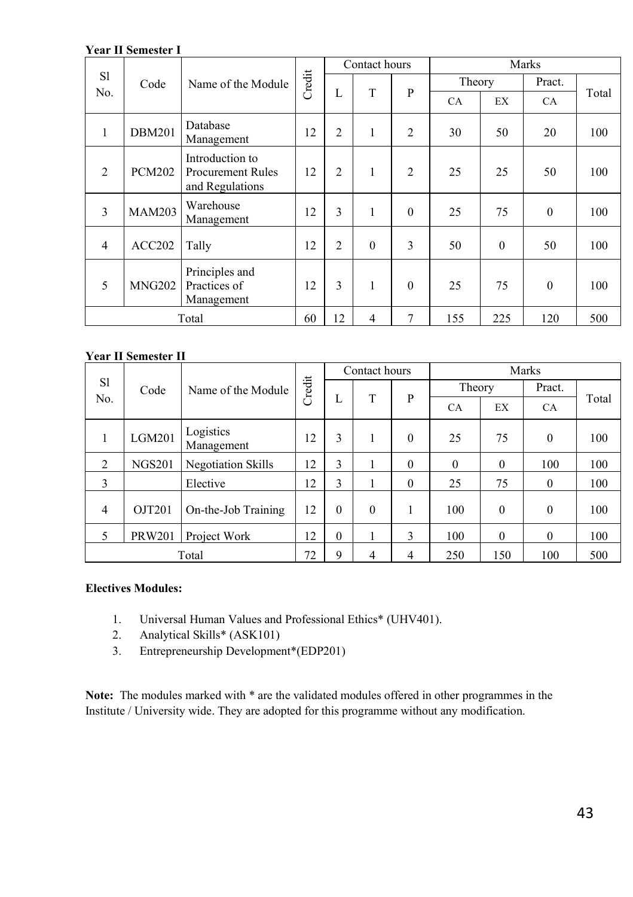**Year II Semester I**

| Sl No. | Code | Name of the Module | Credit | Contact hours | | | Marks | | | |
|---|---|---|---|---|---|---|---|---|---|---|
| | | | | L | T | P | Theory | | Pract. | Total |
| | | | | | | | CA | EX | CA | |
| 1 | DBM201 | Database Management | 12 | 2 | 1 | 2 | 30 | 50 | 20 | 100 |
| 2 | PCM202 | Introduction to Procurement Rules and Regulations | 12 | 2 | 1 | 2 | 25 | 25 | 50 | 100 |
| 3 | MAM203 | Warehouse Management | 12 | 3 | 1 | 0 | 25 | 75 | 0 | 100 |
| 4 | ACC202 | Tally | 12 | 2 | 0 | 3 | 50 | 0 | 50 | 100 |
| 5 | MNG202 | Principles and Practices of Management | 12 | 3 | 1 | 0 | 25 | 75 | 0 | 100 |
| Total | | | 60 | 12 | 4 | 7 | 155 | 225 | 120 | 500 |

**Year II Semester II**

| Sl No. | Code | Name of the Module | Credit | Contact hours | | | Marks | | | |
|---|---|---|---|---|---|---|---|---|---|---|
| | | | | L | T | P | Theory | | Pract. | Total |
| | | | | | | | CA | EX | CA | |
| 1 | LGM201 | Logistics Management | 12 | 3 | 1 | 0 | 25 | 75 | 0 | 100 |
| 2 | NGS201 | Negotiation Skills | 12 | 3 | 1 | 0 | 0 | 0 | 100 | 100 |
| 3 | | Elective | 12 | 3 | 1 | 0 | 25 | 75 | 0 | 100 |
| 4 | OJT201 | On-the-Job Training | 12 | 0 | 0 | 1 | 100 | 0 | 0 | 100 |
| 5 | PRW201 | Project Work | 12 | 0 | 1 | 3 | 100 | 0 | 0 | 100 |
| Total | | | 72 | 9 | 4 | 4 | 250 | 150 | 100 | 500 |

**Electives Modules:**

1. Universal Human Values and Professional Ethics* (UHV401).
2. Analytical Skills* (ASK101)
3. Entrepreneurship Development*(EDP201)

**Note:** The modules marked with * are the validated modules offered in other programmes in the Institute / University wide. They are adopted for this programme without any modification.